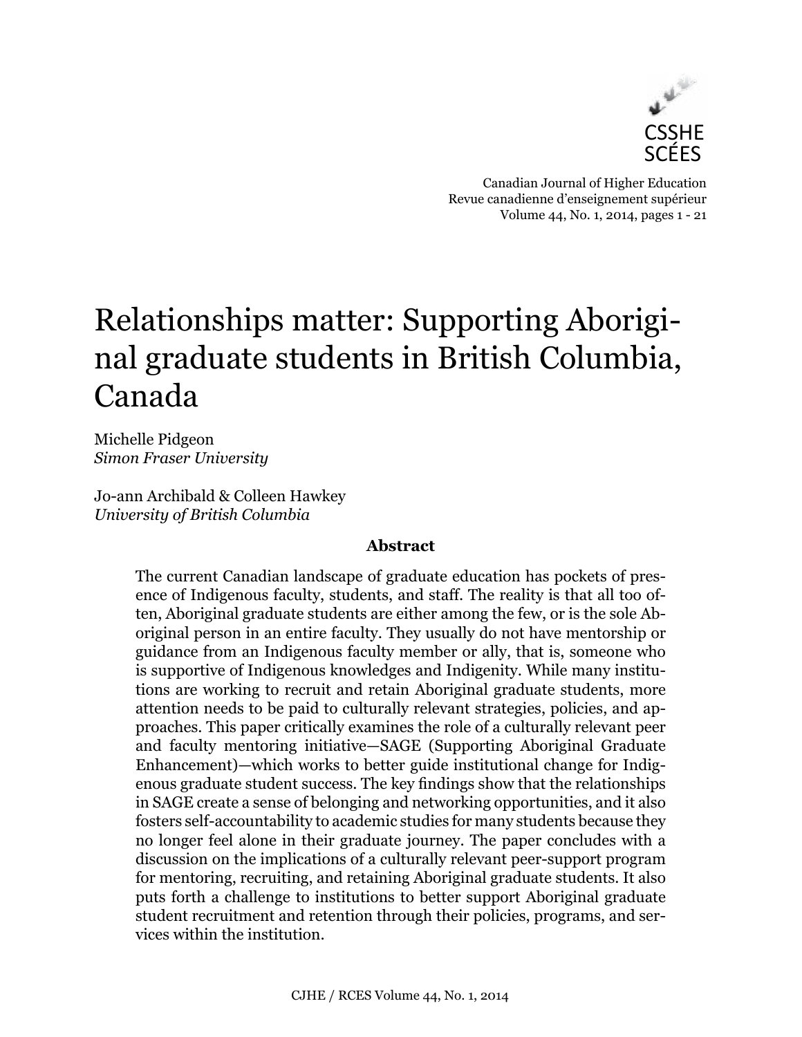CSSHE
SCÉES

Canadian Journal of Higher Education
Revue canadienne d'enseignement supérieur
Volume 44, No. 1, 2014, pages 1 - 21

# Relationships matter: Supporting Aboriginal graduate students in British Columbia, Canada

Michelle Pidgeon
*Simon Fraser University*

Jo-ann Archibald & Colleen Hawkey
*University of British Columbia*

**Abstract**

The current Canadian landscape of graduate education has pockets of presence of Indigenous faculty, students, and staff. The reality is that all too often, Aboriginal graduate students are either among the few, or is the sole Aboriginal person in an entire faculty. They usually do not have mentorship or guidance from an Indigenous faculty member or ally, that is, someone who is supportive of Indigenous knowledges and Indigenity. While many institutions are working to recruit and retain Aboriginal graduate students, more attention needs to be paid to culturally relevant strategies, policies, and approaches. This paper critically examines the role of a culturally relevant peer and faculty mentoring initiative—SAGE (Supporting Aboriginal Graduate Enhancement)—which works to better guide institutional change for Indigenous graduate student success. The key findings show that the relationships in SAGE create a sense of belonging and networking opportunities, and it also fosters self-accountability to academic studies for many students because they no longer feel alone in their graduate journey. The paper concludes with a discussion on the implications of a culturally relevant peer-support program for mentoring, recruiting, and retaining Aboriginal graduate students. It also puts forth a challenge to institutions to better support Aboriginal graduate student recruitment and retention through their policies, programs, and services within the institution.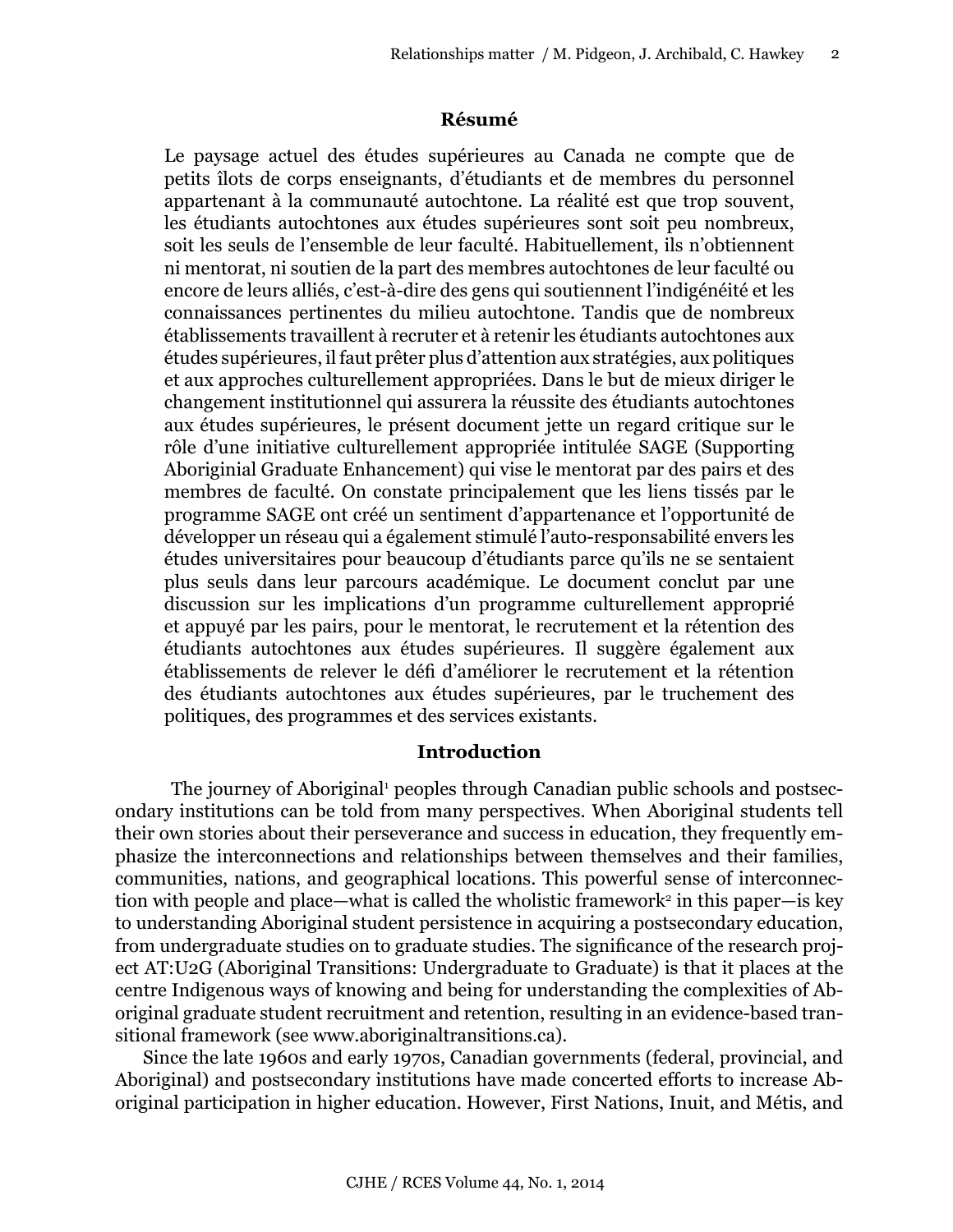## Résumé

Le paysage actuel des études supérieures au Canada ne compte que de petits îlots de corps enseignants, d'étudiants et de membres du personnel appartenant à la communauté autochtone. La réalité est que trop souvent, les étudiants autochtones aux études supérieures sont soit peu nombreux, soit les seuls de l'ensemble de leur faculté. Habituellement, ils n'obtiennent ni mentorat, ni soutien de la part des membres autochtones de leur faculté ou encore de leurs alliés, c'est-à-dire des gens qui soutiennent l'indigénéité et les connaissances pertinentes du milieu autochtone. Tandis que de nombreux établissements travaillent à recruter et à retenir les étudiants autochtones aux études supérieures, il faut prêter plus d'attention aux stratégies, aux politiques et aux approches culturellement appropriées. Dans le but de mieux diriger le changement institutionnel qui assurera la réussite des étudiants autochtones aux études supérieures, le présent document jette un regard critique sur le rôle d'une initiative culturellement appropriée intitulée SAGE (Supporting Aboriginial Graduate Enhancement) qui vise le mentorat par des pairs et des membres de faculté. On constate principalement que les liens tissés par le programme SAGE ont créé un sentiment d'appartenance et l'opportunité de développer un réseau qui a également stimulé l'auto-responsabilité envers les études universitaires pour beaucoup d'étudiants parce qu'ils ne se sentaient plus seuls dans leur parcours académique. Le document conclut par une discussion sur les implications d'un programme culturellement approprié et appuyé par les pairs, pour le mentorat, le recrutement et la rétention des étudiants autochtones aux études supérieures. Il suggère également aux établissements de relever le défi d'améliorer le recrutement et la rétention des étudiants autochtones aux études supérieures, par le truchement des politiques, des programmes et des services existants.

## Introduction

The journey of Aboriginal[1] peoples through Canadian public schools and postsecondary institutions can be told from many perspectives. When Aboriginal students tell their own stories about their perseverance and success in education, they frequently emphasize the interconnections and relationships between themselves and their families, communities, nations, and geographical locations. This powerful sense of interconnection with people and place—what is called the wholistic framework[2] in this paper—is key to understanding Aboriginal student persistence in acquiring a postsecondary education, from undergraduate studies on to graduate studies. The significance of the research project AT:U2G (Aboriginal Transitions: Undergraduate to Graduate) is that it places at the centre Indigenous ways of knowing and being for understanding the complexities of Aboriginal graduate student recruitment and retention, resulting in an evidence-based transitional framework (see www.aboriginaltransitions.ca).

Since the late 1960s and early 1970s, Canadian governments (federal, provincial, and Aboriginal) and postsecondary institutions have made concerted efforts to increase Aboriginal participation in higher education. However, First Nations, Inuit, and Métis, and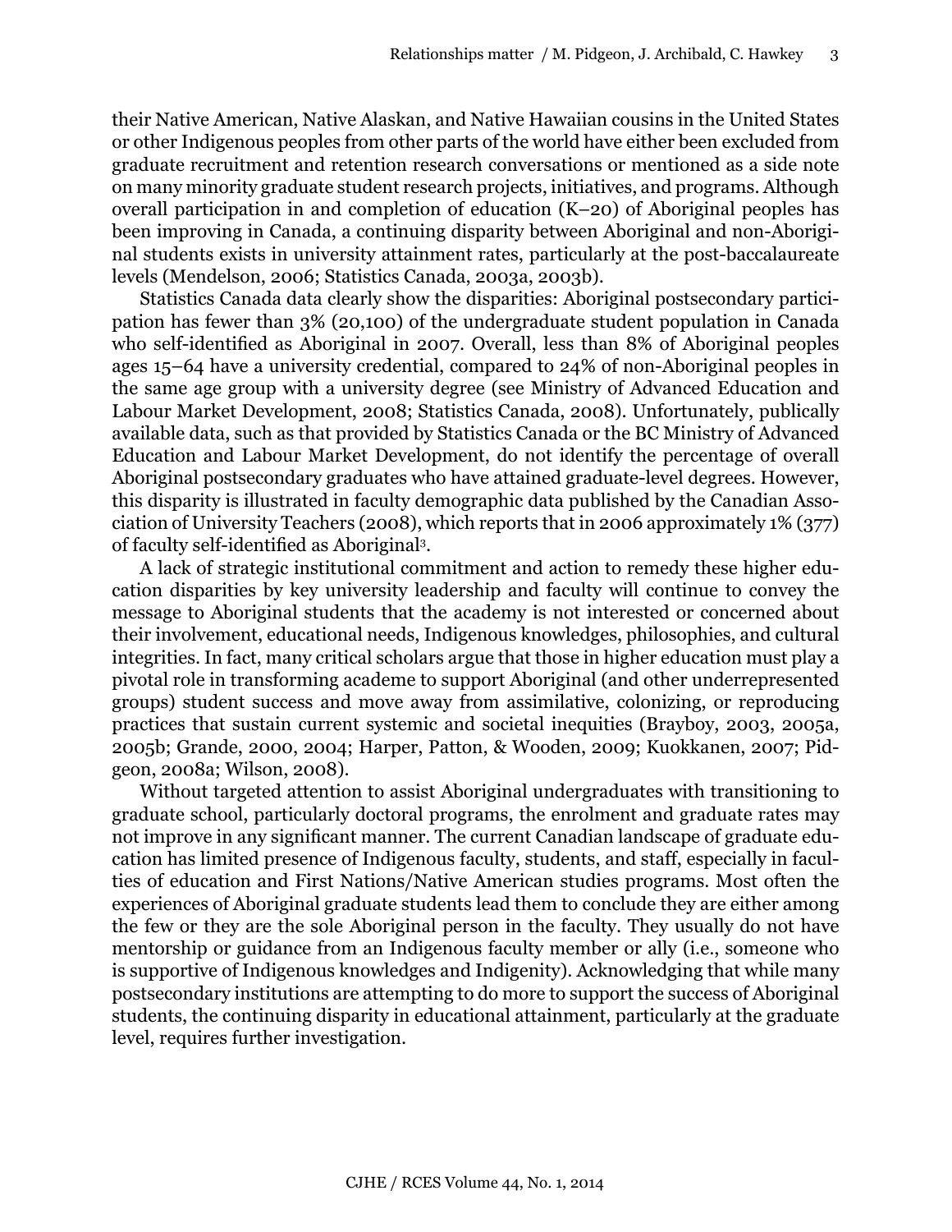their Native American, Native Alaskan, and Native Hawaiian cousins in the United States or other Indigenous peoples from other parts of the world have either been excluded from graduate recruitment and retention research conversations or mentioned as a side note on many minority graduate student research projects, initiatives, and programs. Although overall participation in and completion of education (K–20) of Aboriginal peoples has been improving in Canada, a continuing disparity between Aboriginal and non-Aboriginal students exists in university attainment rates, particularly at the post-baccalaureate levels (Mendelson, 2006; Statistics Canada, 2003a, 2003b).

Statistics Canada data clearly show the disparities: Aboriginal postsecondary participation has fewer than 3% (20,100) of the undergraduate student population in Canada who self-identified as Aboriginal in 2007. Overall, less than 8% of Aboriginal peoples ages 15–64 have a university credential, compared to 24% of non-Aboriginal peoples in the same age group with a university degree (see Ministry of Advanced Education and Labour Market Development, 2008; Statistics Canada, 2008). Unfortunately, publically available data, such as that provided by Statistics Canada or the BC Ministry of Advanced Education and Labour Market Development, do not identify the percentage of overall Aboriginal postsecondary graduates who have attained graduate-level degrees. However, this disparity is illustrated in faculty demographic data published by the Canadian Association of University Teachers (2008), which reports that in 2006 approximately 1% (377) of faculty self-identified as Aboriginal[3].

A lack of strategic institutional commitment and action to remedy these higher education disparities by key university leadership and faculty will continue to convey the message to Aboriginal students that the academy is not interested or concerned about their involvement, educational needs, Indigenous knowledges, philosophies, and cultural integrities. In fact, many critical scholars argue that those in higher education must play a pivotal role in transforming academe to support Aboriginal (and other underrepresented groups) student success and move away from assimilative, colonizing, or reproducing practices that sustain current systemic and societal inequities (Brayboy, 2003, 2005a, 2005b; Grande, 2000, 2004; Harper, Patton, & Wooden, 2009; Kuokkanen, 2007; Pidgeon, 2008a; Wilson, 2008).

Without targeted attention to assist Aboriginal undergraduates with transitioning to graduate school, particularly doctoral programs, the enrolment and graduate rates may not improve in any significant manner. The current Canadian landscape of graduate education has limited presence of Indigenous faculty, students, and staff, especially in faculties of education and First Nations/Native American studies programs. Most often the experiences of Aboriginal graduate students lead them to conclude they are either among the few or they are the sole Aboriginal person in the faculty. They usually do not have mentorship or guidance from an Indigenous faculty member or ally (i.e., someone who is supportive of Indigenous knowledges and Indigenity). Acknowledging that while many postsecondary institutions are attempting to do more to support the success of Aboriginal students, the continuing disparity in educational attainment, particularly at the graduate level, requires further investigation.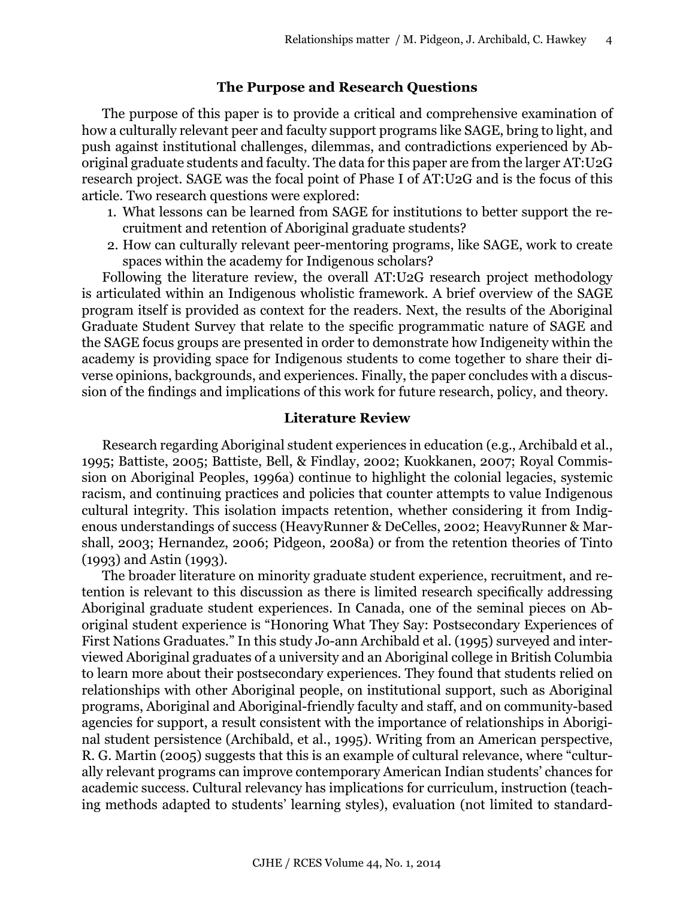## The Purpose and Research Questions

The purpose of this paper is to provide a critical and comprehensive examination of how a culturally relevant peer and faculty support programs like SAGE, bring to light, and push against institutional challenges, dilemmas, and contradictions experienced by Aboriginal graduate students and faculty. The data for this paper are from the larger AT:U2G research project. SAGE was the focal point of Phase I of AT:U2G and is the focus of this article. Two research questions were explored:

1. What lessons can be learned from SAGE for institutions to better support the recruitment and retention of Aboriginal graduate students?
2. How can culturally relevant peer-mentoring programs, like SAGE, work to create spaces within the academy for Indigenous scholars?

Following the literature review, the overall AT:U2G research project methodology is articulated within an Indigenous wholistic framework. A brief overview of the SAGE program itself is provided as context for the readers. Next, the results of the Aboriginal Graduate Student Survey that relate to the specific programmatic nature of SAGE and the SAGE focus groups are presented in order to demonstrate how Indigeneity within the academy is providing space for Indigenous students to come together to share their diverse opinions, backgrounds, and experiences. Finally, the paper concludes with a discussion of the findings and implications of this work for future research, policy, and theory.

## Literature Review

Research regarding Aboriginal student experiences in education (e.g., Archibald et al., 1995; Battiste, 2005; Battiste, Bell, & Findlay, 2002; Kuokkanen, 2007; Royal Commission on Aboriginal Peoples, 1996a) continue to highlight the colonial legacies, systemic racism, and continuing practices and policies that counter attempts to value Indigenous cultural integrity. This isolation impacts retention, whether considering it from Indigenous understandings of success (HeavyRunner & DeCelles, 2002; HeavyRunner & Marshall, 2003; Hernandez, 2006; Pidgeon, 2008a) or from the retention theories of Tinto (1993) and Astin (1993).

The broader literature on minority graduate student experience, recruitment, and retention is relevant to this discussion as there is limited research specifically addressing Aboriginal graduate student experiences. In Canada, one of the seminal pieces on Aboriginal student experience is "Honoring What They Say: Postsecondary Experiences of First Nations Graduates." In this study Jo-ann Archibald et al. (1995) surveyed and interviewed Aboriginal graduates of a university and an Aboriginal college in British Columbia to learn more about their postsecondary experiences. They found that students relied on relationships with other Aboriginal people, on institutional support, such as Aboriginal programs, Aboriginal and Aboriginal-friendly faculty and staff, and on community-based agencies for support, a result consistent with the importance of relationships in Aboriginal student persistence (Archibald, et al., 1995). Writing from an American perspective, R. G. Martin (2005) suggests that this is an example of cultural relevance, where "culturally relevant programs can improve contemporary American Indian students' chances for academic success. Cultural relevancy has implications for curriculum, instruction (teaching methods adapted to students' learning styles), evaluation (not limited to standard-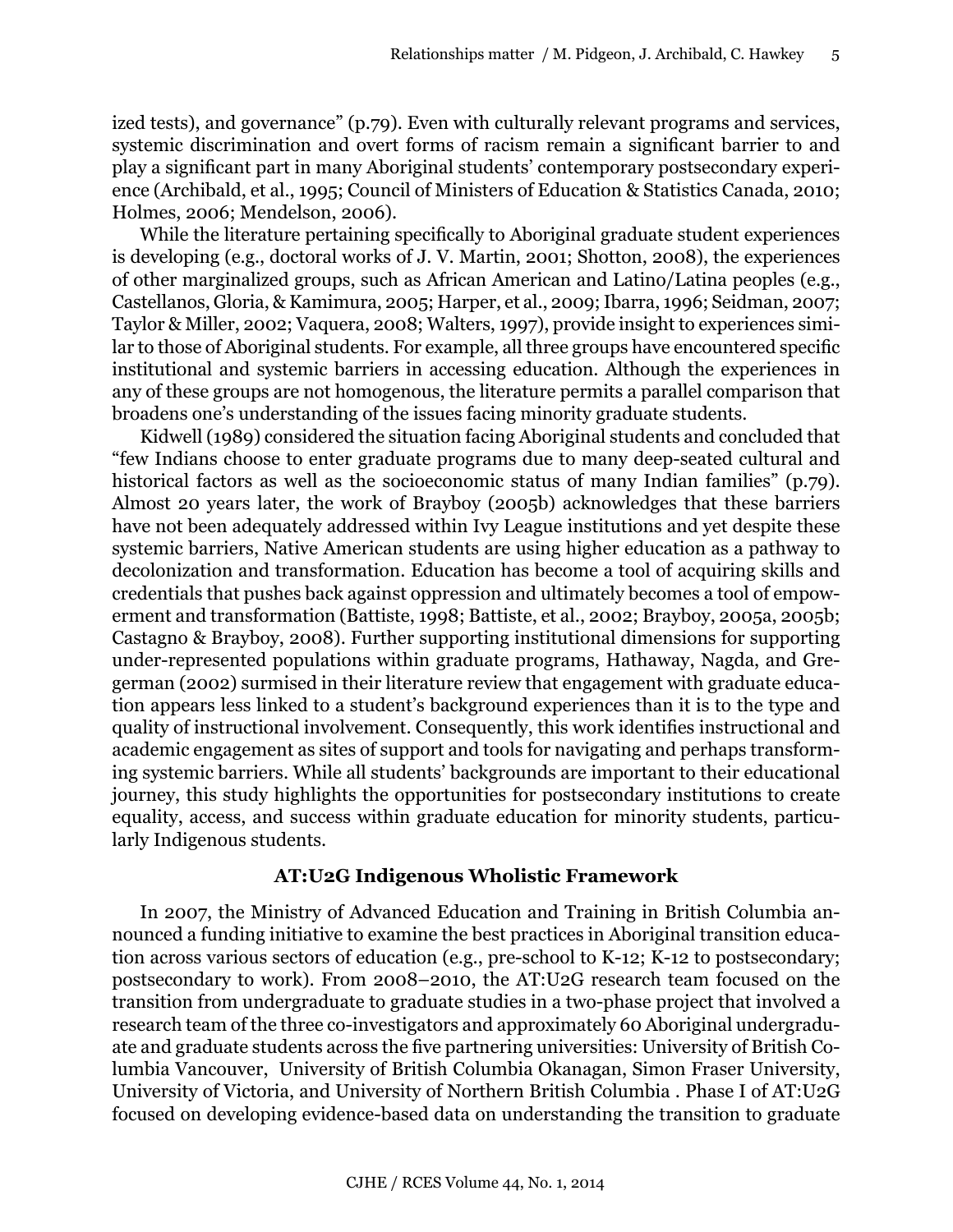ized tests), and governance" (p.79). Even with culturally relevant programs and services, systemic discrimination and overt forms of racism remain a significant barrier to and play a significant part in many Aboriginal students' contemporary postsecondary experience (Archibald, et al., 1995; Council of Ministers of Education & Statistics Canada, 2010; Holmes, 2006; Mendelson, 2006).

While the literature pertaining specifically to Aboriginal graduate student experiences is developing (e.g., doctoral works of J. V. Martin, 2001; Shotton, 2008), the experiences of other marginalized groups, such as African American and Latino/Latina peoples (e.g., Castellanos, Gloria, & Kamimura, 2005; Harper, et al., 2009; Ibarra, 1996; Seidman, 2007; Taylor & Miller, 2002; Vaquera, 2008; Walters, 1997), provide insight to experiences similar to those of Aboriginal students. For example, all three groups have encountered specific institutional and systemic barriers in accessing education. Although the experiences in any of these groups are not homogenous, the literature permits a parallel comparison that broadens one's understanding of the issues facing minority graduate students.

Kidwell (1989) considered the situation facing Aboriginal students and concluded that "few Indians choose to enter graduate programs due to many deep-seated cultural and historical factors as well as the socioeconomic status of many Indian families" (p.79). Almost 20 years later, the work of Brayboy (2005b) acknowledges that these barriers have not been adequately addressed within Ivy League institutions and yet despite these systemic barriers, Native American students are using higher education as a pathway to decolonization and transformation. Education has become a tool of acquiring skills and credentials that pushes back against oppression and ultimately becomes a tool of empowerment and transformation (Battiste, 1998; Battiste, et al., 2002; Brayboy, 2005a, 2005b; Castagno & Brayboy, 2008). Further supporting institutional dimensions for supporting under-represented populations within graduate programs, Hathaway, Nagda, and Gregerman (2002) surmised in their literature review that engagement with graduate education appears less linked to a student's background experiences than it is to the type and quality of instructional involvement. Consequently, this work identifies instructional and academic engagement as sites of support and tools for navigating and perhaps transforming systemic barriers. While all students' backgrounds are important to their educational journey, this study highlights the opportunities for postsecondary institutions to create equality, access, and success within graduate education for minority students, particularly Indigenous students.

## AT:U2G Indigenous Wholistic Framework

In 2007, the Ministry of Advanced Education and Training in British Columbia announced a funding initiative to examine the best practices in Aboriginal transition education across various sectors of education (e.g., pre-school to K-12; K-12 to postsecondary; postsecondary to work). From 2008–2010, the AT:U2G research team focused on the transition from undergraduate to graduate studies in a two-phase project that involved a research team of the three co-investigators and approximately 60 Aboriginal undergraduate and graduate students across the five partnering universities: University of British Columbia Vancouver, University of British Columbia Okanagan, Simon Fraser University, University of Victoria, and University of Northern British Columbia . Phase I of AT:U2G focused on developing evidence-based data on understanding the transition to graduate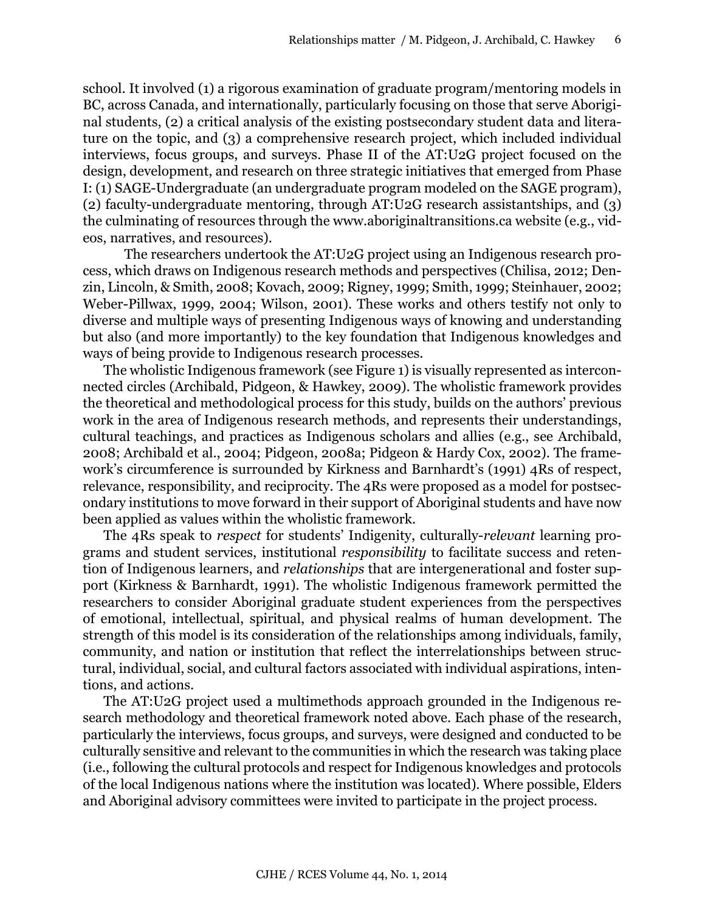school. It involved (1) a rigorous examination of graduate program/mentoring models in BC, across Canada, and internationally, particularly focusing on those that serve Aboriginal students, (2) a critical analysis of the existing postsecondary student data and literature on the topic, and (3) a comprehensive research project, which included individual interviews, focus groups, and surveys. Phase II of the AT:U2G project focused on the design, development, and research on three strategic initiatives that emerged from Phase I: (1) SAGE-Undergraduate (an undergraduate program modeled on the SAGE program), (2) faculty-undergraduate mentoring, through AT:U2G research assistantships, and (3) the culminating of resources through the www.aboriginaltransitions.ca website (e.g., videos, narratives, and resources).

The researchers undertook the AT:U2G project using an Indigenous research process, which draws on Indigenous research methods and perspectives (Chilisa, 2012; Denzin, Lincoln, & Smith, 2008; Kovach, 2009; Rigney, 1999; Smith, 1999; Steinhauer, 2002; Weber-Pillwax, 1999, 2004; Wilson, 2001). These works and others testify not only to diverse and multiple ways of presenting Indigenous ways of knowing and understanding but also (and more importantly) to the key foundation that Indigenous knowledges and ways of being provide to Indigenous research processes.

The wholistic Indigenous framework (see Figure 1) is visually represented as interconnected circles (Archibald, Pidgeon, & Hawkey, 2009). The wholistic framework provides the theoretical and methodological process for this study, builds on the authors' previous work in the area of Indigenous research methods, and represents their understandings, cultural teachings, and practices as Indigenous scholars and allies (e.g., see Archibald, 2008; Archibald et al., 2004; Pidgeon, 2008a; Pidgeon & Hardy Cox, 2002). The framework's circumference is surrounded by Kirkness and Barnhardt's (1991) 4Rs of respect, relevance, responsibility, and reciprocity. The 4Rs were proposed as a model for postsecondary institutions to move forward in their support of Aboriginal students and have now been applied as values within the wholistic framework.

The 4Rs speak to *respect* for students' Indigenity, culturally-*relevant* learning programs and student services, institutional *responsibility* to facilitate success and retention of Indigenous learners, and *relationships* that are intergenerational and foster support (Kirkness & Barnhardt, 1991). The wholistic Indigenous framework permitted the researchers to consider Aboriginal graduate student experiences from the perspectives of emotional, intellectual, spiritual, and physical realms of human development. The strength of this model is its consideration of the relationships among individuals, family, community, and nation or institution that reflect the interrelationships between structural, individual, social, and cultural factors associated with individual aspirations, intentions, and actions.

The AT:U2G project used a multimethods approach grounded in the Indigenous research methodology and theoretical framework noted above. Each phase of the research, particularly the interviews, focus groups, and surveys, were designed and conducted to be culturally sensitive and relevant to the communities in which the research was taking place (i.e., following the cultural protocols and respect for Indigenous knowledges and protocols of the local Indigenous nations where the institution was located). Where possible, Elders and Aboriginal advisory committees were invited to participate in the project process.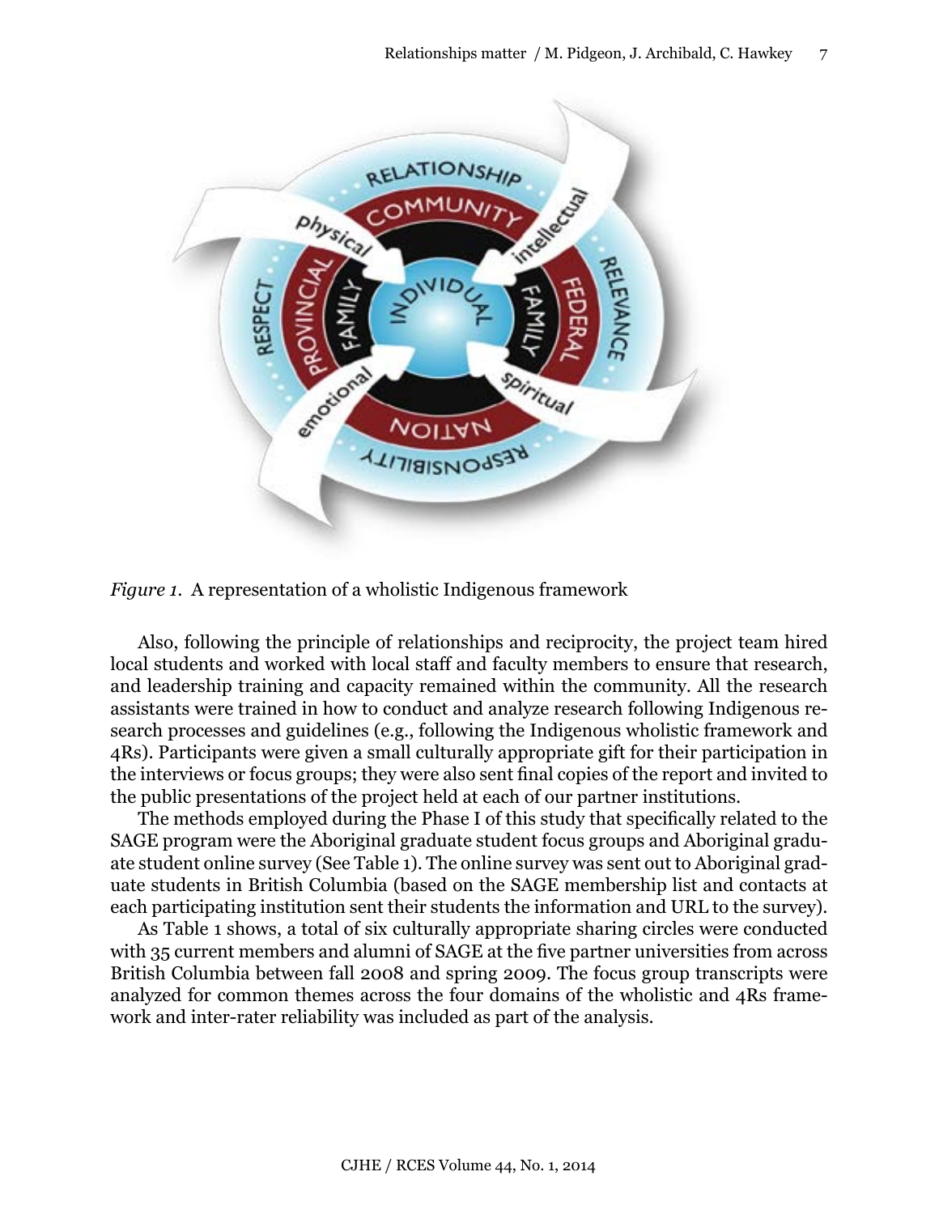RELATIONSHIP
COMMUNITY
physical
intellectual
RESPECT
PROVINCIAL
FAMILY
INDIVIDUAL
FAMILY
FEDERAL
RELEVANCE
emotional
spiritual
NATION
RESPONSIBILITY

*Figure 1.* A representation of a wholistic Indigenous framework

Also, following the principle of relationships and reciprocity, the project team hired local students and worked with local staff and faculty members to ensure that research, and leadership training and capacity remained within the community. All the research assistants were trained in how to conduct and analyze research following Indigenous research processes and guidelines (e.g., following the Indigenous wholistic framework and 4Rs). Participants were given a small culturally appropriate gift for their participation in the interviews or focus groups; they were also sent final copies of the report and invited to the public presentations of the project held at each of our partner institutions.

The methods employed during the Phase I of this study that specifically related to the SAGE program were the Aboriginal graduate student focus groups and Aboriginal graduate student online survey (See Table 1). The online survey was sent out to Aboriginal graduate students in British Columbia (based on the SAGE membership list and contacts at each participating institution sent their students the information and URL to the survey).

As Table 1 shows, a total of six culturally appropriate sharing circles were conducted with 35 current members and alumni of SAGE at the five partner universities from across British Columbia between fall 2008 and spring 2009. The focus group transcripts were analyzed for common themes across the four domains of the wholistic and 4Rs framework and inter-rater reliability was included as part of the analysis.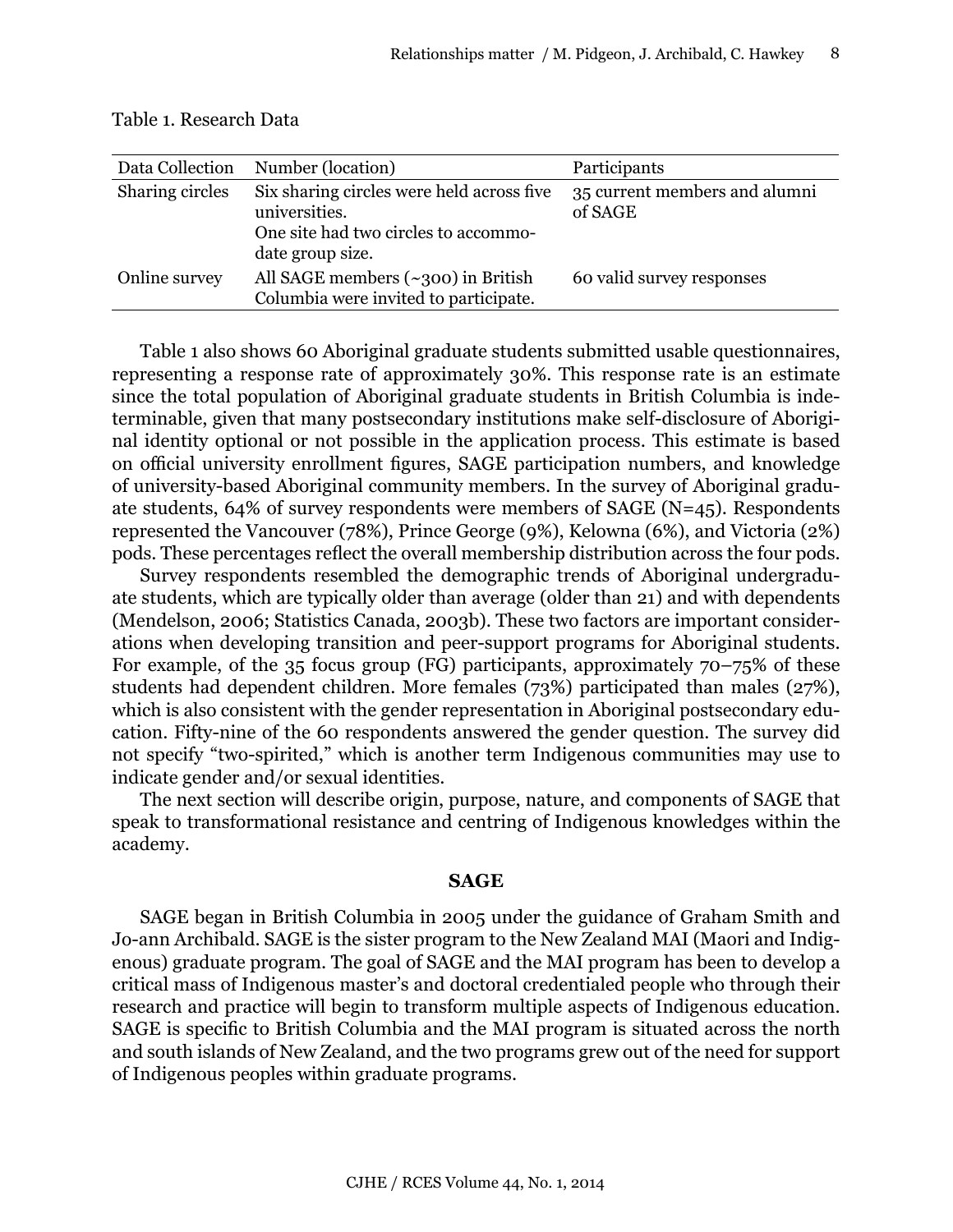Table 1. Research Data

| Data Collection | Number (location) | Participants |
|---|---|---|
| Sharing circles | Six sharing circles were held across five universities. One site had two circles to accommodate group size. | 35 current members and alumni of SAGE |
| Online survey | All SAGE members (~300) in British Columbia were invited to participate. | 60 valid survey responses |

Table 1 also shows 60 Aboriginal graduate students submitted usable questionnaires, representing a response rate of approximately 30%. This response rate is an estimate since the total population of Aboriginal graduate students in British Columbia is indeterminable, given that many postsecondary institutions make self-disclosure of Aboriginal identity optional or not possible in the application process. This estimate is based on official university enrollment figures, SAGE participation numbers, and knowledge of university-based Aboriginal community members. In the survey of Aboriginal graduate students, 64% of survey respondents were members of SAGE (N=45). Respondents represented the Vancouver (78%), Prince George (9%), Kelowna (6%), and Victoria (2%) pods. These percentages reflect the overall membership distribution across the four pods.

Survey respondents resembled the demographic trends of Aboriginal undergraduate students, which are typically older than average (older than 21) and with dependents (Mendelson, 2006; Statistics Canada, 2003b). These two factors are important considerations when developing transition and peer-support programs for Aboriginal students. For example, of the 35 focus group (FG) participants, approximately 70–75% of these students had dependent children. More females (73%) participated than males (27%), which is also consistent with the gender representation in Aboriginal postsecondary education. Fifty-nine of the 60 respondents answered the gender question. The survey did not specify "two-spirited," which is another term Indigenous communities may use to indicate gender and/or sexual identities.

The next section will describe origin, purpose, nature, and components of SAGE that speak to transformational resistance and centring of Indigenous knowledges within the academy.

## SAGE

SAGE began in British Columbia in 2005 under the guidance of Graham Smith and Jo-ann Archibald. SAGE is the sister program to the New Zealand MAI (Maori and Indigenous) graduate program. The goal of SAGE and the MAI program has been to develop a critical mass of Indigenous master's and doctoral credentialed people who through their research and practice will begin to transform multiple aspects of Indigenous education. SAGE is specific to British Columbia and the MAI program is situated across the north and south islands of New Zealand, and the two programs grew out of the need for support of Indigenous peoples within graduate programs.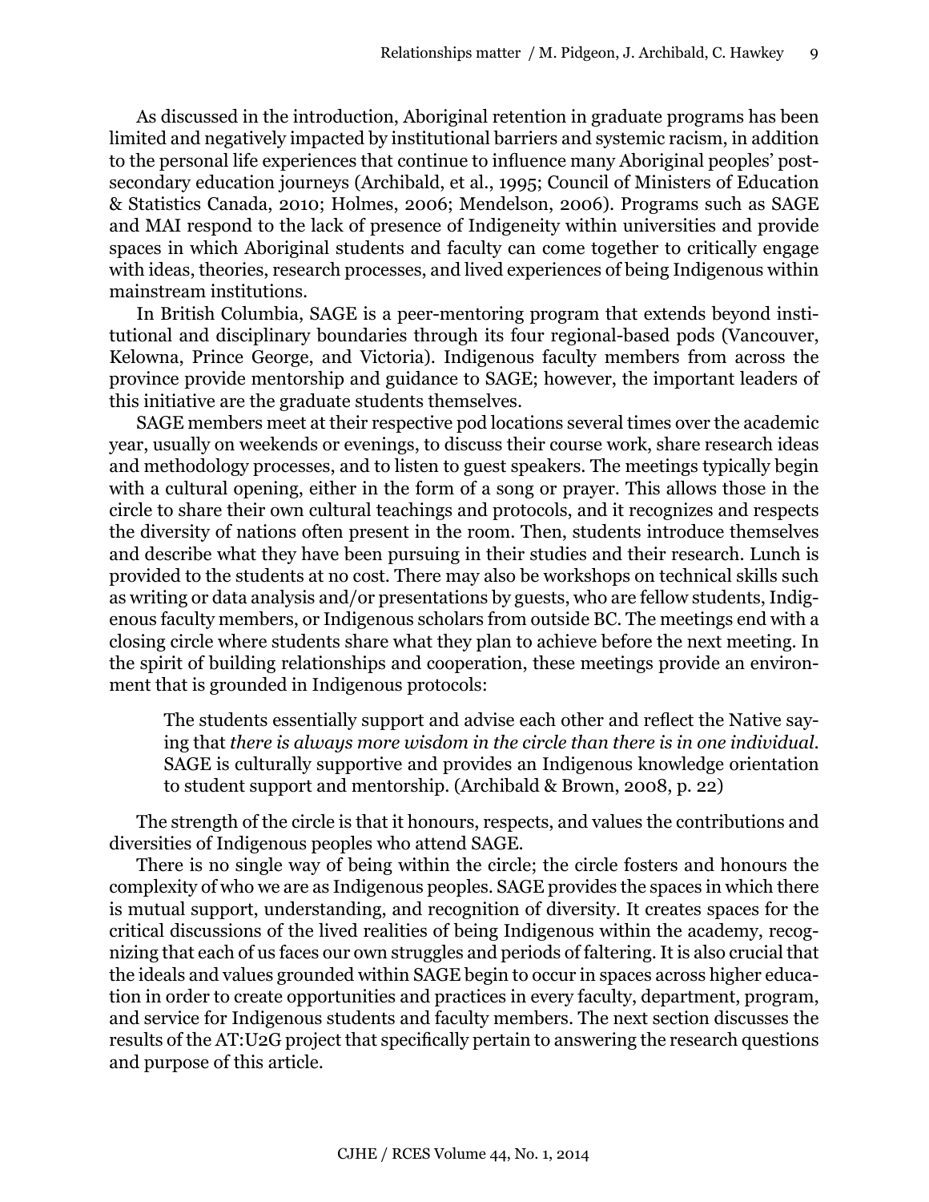As discussed in the introduction, Aboriginal retention in graduate programs has been limited and negatively impacted by institutional barriers and systemic racism, in addition to the personal life experiences that continue to influence many Aboriginal peoples' post-secondary education journeys (Archibald, et al., 1995; Council of Ministers of Education & Statistics Canada, 2010; Holmes, 2006; Mendelson, 2006). Programs such as SAGE and MAI respond to the lack of presence of Indigeneity within universities and provide spaces in which Aboriginal students and faculty can come together to critically engage with ideas, theories, research processes, and lived experiences of being Indigenous within mainstream institutions.

In British Columbia, SAGE is a peer-mentoring program that extends beyond institutional and disciplinary boundaries through its four regional-based pods (Vancouver, Kelowna, Prince George, and Victoria). Indigenous faculty members from across the province provide mentorship and guidance to SAGE; however, the important leaders of this initiative are the graduate students themselves.

SAGE members meet at their respective pod locations several times over the academic year, usually on weekends or evenings, to discuss their course work, share research ideas and methodology processes, and to listen to guest speakers. The meetings typically begin with a cultural opening, either in the form of a song or prayer. This allows those in the circle to share their own cultural teachings and protocols, and it recognizes and respects the diversity of nations often present in the room. Then, students introduce themselves and describe what they have been pursuing in their studies and their research. Lunch is provided to the students at no cost. There may also be workshops on technical skills such as writing or data analysis and/or presentations by guests, who are fellow students, Indigenous faculty members, or Indigenous scholars from outside BC. The meetings end with a closing circle where students share what they plan to achieve before the next meeting. In the spirit of building relationships and cooperation, these meetings provide an environment that is grounded in Indigenous protocols:

> The students essentially support and advise each other and reflect the Native saying that *there is always more wisdom in the circle than there is in one individual*. SAGE is culturally supportive and provides an Indigenous knowledge orientation to student support and mentorship. (Archibald & Brown, 2008, p. 22)

The strength of the circle is that it honours, respects, and values the contributions and diversities of Indigenous peoples who attend SAGE.

There is no single way of being within the circle; the circle fosters and honours the complexity of who we are as Indigenous peoples. SAGE provides the spaces in which there is mutual support, understanding, and recognition of diversity. It creates spaces for the critical discussions of the lived realities of being Indigenous within the academy, recognizing that each of us faces our own struggles and periods of faltering. It is also crucial that the ideals and values grounded within SAGE begin to occur in spaces across higher education in order to create opportunities and practices in every faculty, department, program, and service for Indigenous students and faculty members. The next section discusses the results of the AT:U2G project that specifically pertain to answering the research questions and purpose of this article.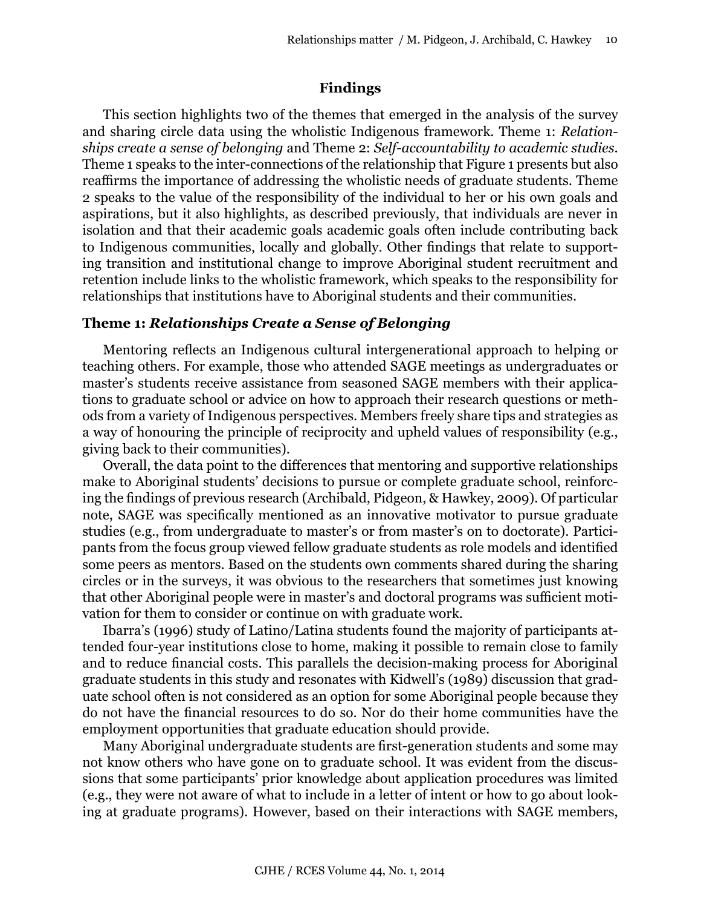## Findings

This section highlights two of the themes that emerged in the analysis of the survey and sharing circle data using the wholistic Indigenous framework. Theme 1: *Relationships create a sense of belonging* and Theme 2: *Self-accountability to academic studies*. Theme 1 speaks to the inter-connections of the relationship that Figure 1 presents but also reaffirms the importance of addressing the wholistic needs of graduate students. Theme 2 speaks to the value of the responsibility of the individual to her or his own goals and aspirations, but it also highlights, as described previously, that individuals are never in isolation and that their academic goals academic goals often include contributing back to Indigenous communities, locally and globally. Other findings that relate to supporting transition and institutional change to improve Aboriginal student recruitment and retention include links to the wholistic framework, which speaks to the responsibility for relationships that institutions have to Aboriginal students and their communities.

### Theme 1: *Relationships Create a Sense of Belonging*

Mentoring reflects an Indigenous cultural intergenerational approach to helping or teaching others. For example, those who attended SAGE meetings as undergraduates or master's students receive assistance from seasoned SAGE members with their applications to graduate school or advice on how to approach their research questions or methods from a variety of Indigenous perspectives. Members freely share tips and strategies as a way of honouring the principle of reciprocity and upheld values of responsibility (e.g., giving back to their communities).

Overall, the data point to the differences that mentoring and supportive relationships make to Aboriginal students' decisions to pursue or complete graduate school, reinforcing the findings of previous research (Archibald, Pidgeon, & Hawkey, 2009). Of particular note, SAGE was specifically mentioned as an innovative motivator to pursue graduate studies (e.g., from undergraduate to master's or from master's on to doctorate). Participants from the focus group viewed fellow graduate students as role models and identified some peers as mentors. Based on the students own comments shared during the sharing circles or in the surveys, it was obvious to the researchers that sometimes just knowing that other Aboriginal people were in master's and doctoral programs was sufficient motivation for them to consider or continue on with graduate work.

Ibarra's (1996) study of Latino/Latina students found the majority of participants attended four-year institutions close to home, making it possible to remain close to family and to reduce financial costs. This parallels the decision-making process for Aboriginal graduate students in this study and resonates with Kidwell's (1989) discussion that graduate school often is not considered as an option for some Aboriginal people because they do not have the financial resources to do so. Nor do their home communities have the employment opportunities that graduate education should provide.

Many Aboriginal undergraduate students are first-generation students and some may not know others who have gone on to graduate school. It was evident from the discussions that some participants' prior knowledge about application procedures was limited (e.g., they were not aware of what to include in a letter of intent or how to go about looking at graduate programs). However, based on their interactions with SAGE members,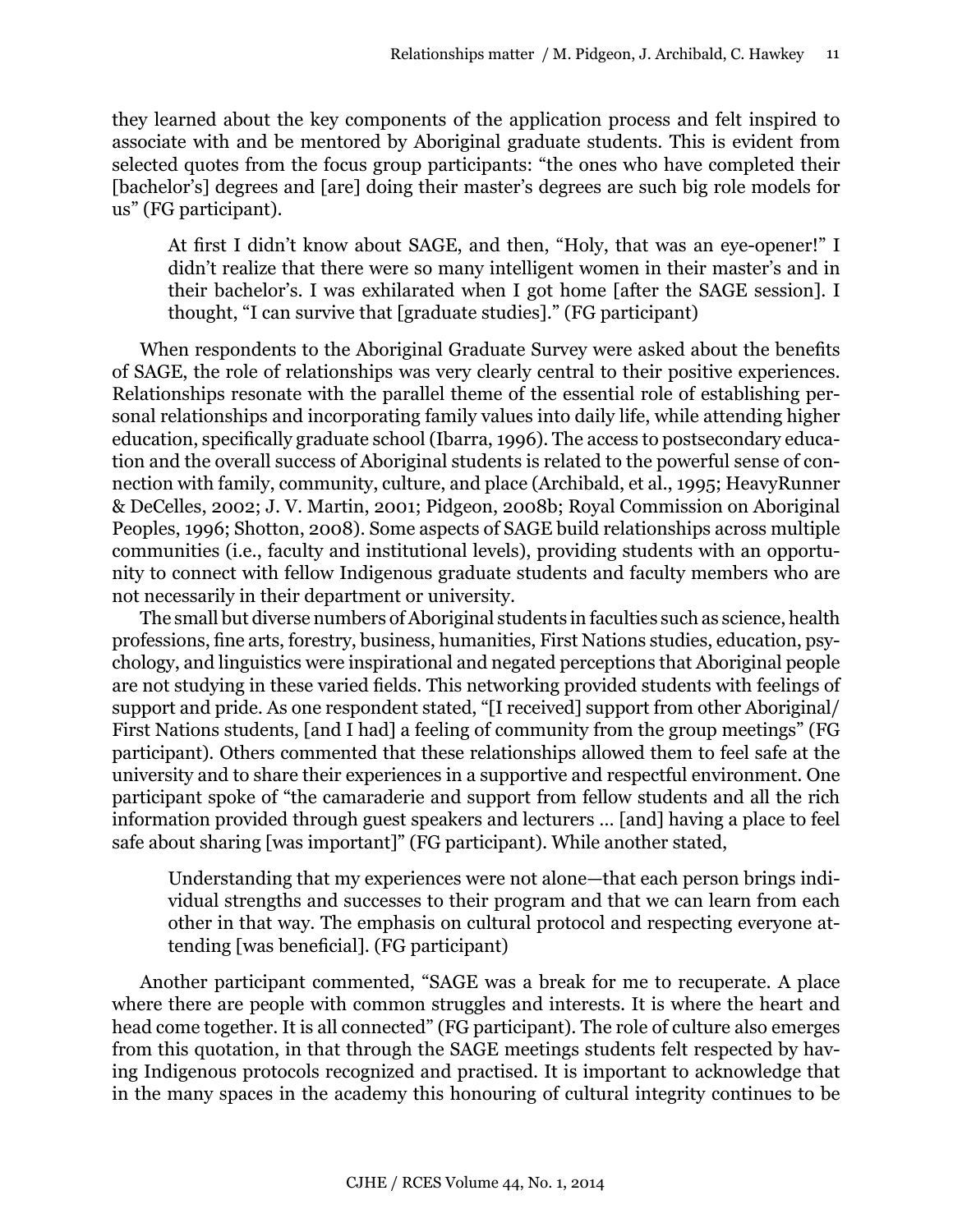they learned about the key components of the application process and felt inspired to associate with and be mentored by Aboriginal graduate students. This is evident from selected quotes from the focus group participants: "the ones who have completed their [bachelor's] degrees and [are] doing their master's degrees are such big role models for us" (FG participant).

> At first I didn't know about SAGE, and then, "Holy, that was an eye-opener!" I didn't realize that there were so many intelligent women in their master's and in their bachelor's. I was exhilarated when I got home [after the SAGE session]. I thought, "I can survive that [graduate studies]." (FG participant)

When respondents to the Aboriginal Graduate Survey were asked about the benefits of SAGE, the role of relationships was very clearly central to their positive experiences. Relationships resonate with the parallel theme of the essential role of establishing personal relationships and incorporating family values into daily life, while attending higher education, specifically graduate school (Ibarra, 1996). The access to postsecondary education and the overall success of Aboriginal students is related to the powerful sense of connection with family, community, culture, and place (Archibald, et al., 1995; HeavyRunner & DeCelles, 2002; J. V. Martin, 2001; Pidgeon, 2008b; Royal Commission on Aboriginal Peoples, 1996; Shotton, 2008). Some aspects of SAGE build relationships across multiple communities (i.e., faculty and institutional levels), providing students with an opportunity to connect with fellow Indigenous graduate students and faculty members who are not necessarily in their department or university.

The small but diverse numbers of Aboriginal students in faculties such as science, health professions, fine arts, forestry, business, humanities, First Nations studies, education, psychology, and linguistics were inspirational and negated perceptions that Aboriginal people are not studying in these varied fields. This networking provided students with feelings of support and pride. As one respondent stated, "[I received] support from other Aboriginal/First Nations students, [and I had] a feeling of community from the group meetings" (FG participant). Others commented that these relationships allowed them to feel safe at the university and to share their experiences in a supportive and respectful environment. One participant spoke of "the camaraderie and support from fellow students and all the rich information provided through guest speakers and lecturers … [and] having a place to feel safe about sharing [was important]" (FG participant). While another stated,

> Understanding that my experiences were not alone—that each person brings individual strengths and successes to their program and that we can learn from each other in that way. The emphasis on cultural protocol and respecting everyone attending [was beneficial]. (FG participant)

Another participant commented, "SAGE was a break for me to recuperate. A place where there are people with common struggles and interests. It is where the heart and head come together. It is all connected" (FG participant). The role of culture also emerges from this quotation, in that through the SAGE meetings students felt respected by having Indigenous protocols recognized and practised. It is important to acknowledge that in the many spaces in the academy this honouring of cultural integrity continues to be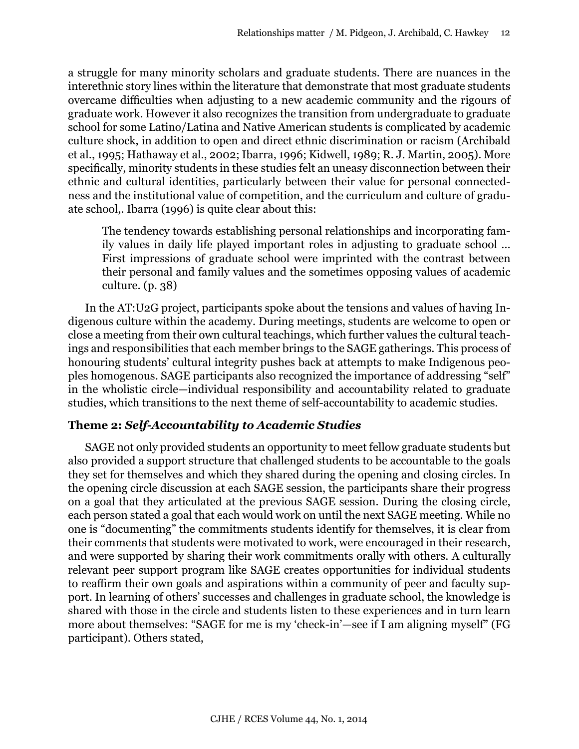a struggle for many minority scholars and graduate students. There are nuances in the interethnic story lines within the literature that demonstrate that most graduate students overcame difficulties when adjusting to a new academic community and the rigours of graduate work. However it also recognizes the transition from undergraduate to graduate school for some Latino/Latina and Native American students is complicated by academic culture shock, in addition to open and direct ethnic discrimination or racism (Archibald et al., 1995; Hathaway et al., 2002; Ibarra, 1996; Kidwell, 1989; R. J. Martin, 2005). More specifically, minority students in these studies felt an uneasy disconnection between their ethnic and cultural identities, particularly between their value for personal connectedness and the institutional value of competition, and the curriculum and culture of graduate school,. Ibarra (1996) is quite clear about this:

> The tendency towards establishing personal relationships and incorporating family values in daily life played important roles in adjusting to graduate school … First impressions of graduate school were imprinted with the contrast between their personal and family values and the sometimes opposing values of academic culture. (p. 38)

In the AT:U2G project, participants spoke about the tensions and values of having Indigenous culture within the academy. During meetings, students are welcome to open or close a meeting from their own cultural teachings, which further values the cultural teachings and responsibilities that each member brings to the SAGE gatherings. This process of honouring students' cultural integrity pushes back at attempts to make Indigenous peoples homogenous. SAGE participants also recognized the importance of addressing "self" in the wholistic circle—individual responsibility and accountability related to graduate studies, which transitions to the next theme of self-accountability to academic studies.

### Theme 2: *Self-Accountability to Academic Studies*

SAGE not only provided students an opportunity to meet fellow graduate students but also provided a support structure that challenged students to be accountable to the goals they set for themselves and which they shared during the opening and closing circles. In the opening circle discussion at each SAGE session, the participants share their progress on a goal that they articulated at the previous SAGE session. During the closing circle, each person stated a goal that each would work on until the next SAGE meeting. While no one is "documenting" the commitments students identify for themselves, it is clear from their comments that students were motivated to work, were encouraged in their research, and were supported by sharing their work commitments orally with others. A culturally relevant peer support program like SAGE creates opportunities for individual students to reaffirm their own goals and aspirations within a community of peer and faculty support. In learning of others' successes and challenges in graduate school, the knowledge is shared with those in the circle and students listen to these experiences and in turn learn more about themselves: "SAGE for me is my 'check-in'—see if I am aligning myself" (FG participant). Others stated,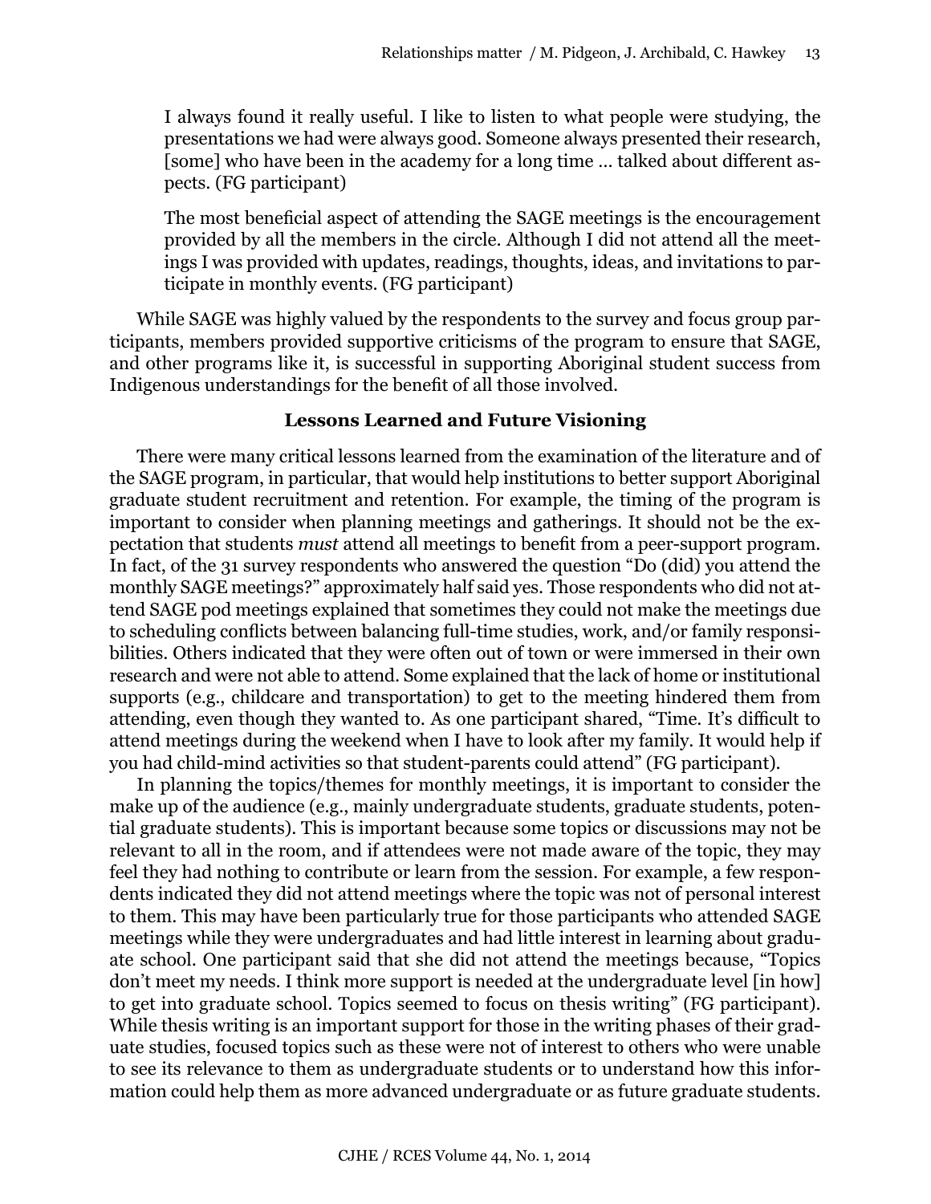> I always found it really useful. I like to listen to what people were studying, the presentations we had were always good. Someone always presented their research, [some] who have been in the academy for a long time … talked about different aspects. (FG participant)

> The most beneficial aspect of attending the SAGE meetings is the encouragement provided by all the members in the circle. Although I did not attend all the meetings I was provided with updates, readings, thoughts, ideas, and invitations to participate in monthly events. (FG participant)

While SAGE was highly valued by the respondents to the survey and focus group participants, members provided supportive criticisms of the program to ensure that SAGE, and other programs like it, is successful in supporting Aboriginal student success from Indigenous understandings for the benefit of all those involved.

## Lessons Learned and Future Visioning

There were many critical lessons learned from the examination of the literature and of the SAGE program, in particular, that would help institutions to better support Aboriginal graduate student recruitment and retention. For example, the timing of the program is important to consider when planning meetings and gatherings. It should not be the expectation that students *must* attend all meetings to benefit from a peer-support program. In fact, of the 31 survey respondents who answered the question "Do (did) you attend the monthly SAGE meetings?" approximately half said yes. Those respondents who did not attend SAGE pod meetings explained that sometimes they could not make the meetings due to scheduling conflicts between balancing full-time studies, work, and/or family responsibilities. Others indicated that they were often out of town or were immersed in their own research and were not able to attend. Some explained that the lack of home or institutional supports (e.g., childcare and transportation) to get to the meeting hindered them from attending, even though they wanted to. As one participant shared, "Time. It's difficult to attend meetings during the weekend when I have to look after my family. It would help if you had child-mind activities so that student-parents could attend" (FG participant).

In planning the topics/themes for monthly meetings, it is important to consider the make up of the audience (e.g., mainly undergraduate students, graduate students, potential graduate students). This is important because some topics or discussions may not be relevant to all in the room, and if attendees were not made aware of the topic, they may feel they had nothing to contribute or learn from the session. For example, a few respondents indicated they did not attend meetings where the topic was not of personal interest to them. This may have been particularly true for those participants who attended SAGE meetings while they were undergraduates and had little interest in learning about graduate school. One participant said that she did not attend the meetings because, "Topics don't meet my needs. I think more support is needed at the undergraduate level [in how] to get into graduate school. Topics seemed to focus on thesis writing" (FG participant). While thesis writing is an important support for those in the writing phases of their graduate studies, focused topics such as these were not of interest to others who were unable to see its relevance to them as undergraduate students or to understand how this information could help them as more advanced undergraduate or as future graduate students.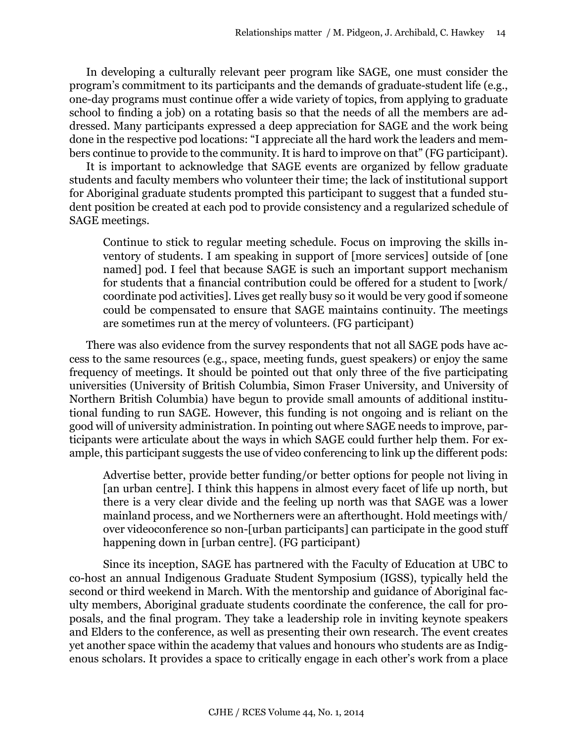In developing a culturally relevant peer program like SAGE, one must consider the program's commitment to its participants and the demands of graduate-student life (e.g., one-day programs must continue offer a wide variety of topics, from applying to graduate school to finding a job) on a rotating basis so that the needs of all the members are addressed. Many participants expressed a deep appreciation for SAGE and the work being done in the respective pod locations: "I appreciate all the hard work the leaders and members continue to provide to the community. It is hard to improve on that" (FG participant).

It is important to acknowledge that SAGE events are organized by fellow graduate students and faculty members who volunteer their time; the lack of institutional support for Aboriginal graduate students prompted this participant to suggest that a funded student position be created at each pod to provide consistency and a regularized schedule of SAGE meetings.

> Continue to stick to regular meeting schedule. Focus on improving the skills inventory of students. I am speaking in support of [more services] outside of [one named] pod. I feel that because SAGE is such an important support mechanism for students that a financial contribution could be offered for a student to [work/coordinate pod activities]. Lives get really busy so it would be very good if someone could be compensated to ensure that SAGE maintains continuity. The meetings are sometimes run at the mercy of volunteers. (FG participant)

There was also evidence from the survey respondents that not all SAGE pods have access to the same resources (e.g., space, meeting funds, guest speakers) or enjoy the same frequency of meetings. It should be pointed out that only three of the five participating universities (University of British Columbia, Simon Fraser University, and University of Northern British Columbia) have begun to provide small amounts of additional institutional funding to run SAGE. However, this funding is not ongoing and is reliant on the good will of university administration. In pointing out where SAGE needs to improve, participants were articulate about the ways in which SAGE could further help them. For example, this participant suggests the use of video conferencing to link up the different pods:

> Advertise better, provide better funding/or better options for people not living in [an urban centre]. I think this happens in almost every facet of life up north, but there is a very clear divide and the feeling up north was that SAGE was a lower mainland process, and we Northerners were an afterthought. Hold meetings with/over videoconference so non-[urban participants] can participate in the good stuff happening down in [urban centre]. (FG participant)

Since its inception, SAGE has partnered with the Faculty of Education at UBC to co-host an annual Indigenous Graduate Student Symposium (IGSS), typically held the second or third weekend in March. With the mentorship and guidance of Aboriginal faculty members, Aboriginal graduate students coordinate the conference, the call for proposals, and the final program. They take a leadership role in inviting keynote speakers and Elders to the conference, as well as presenting their own research. The event creates yet another space within the academy that values and honours who students are as Indigenous scholars. It provides a space to critically engage in each other's work from a place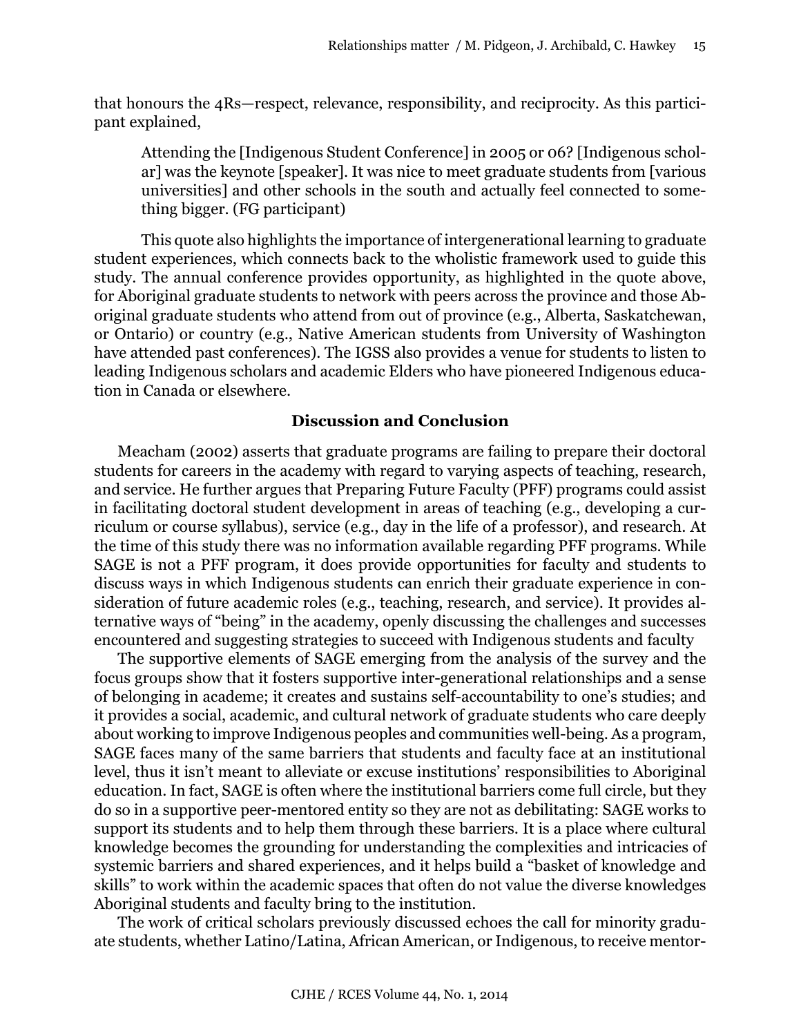that honours the 4Rs—respect, relevance, responsibility, and reciprocity. As this participant explained,

> Attending the [Indigenous Student Conference] in 2005 or 06? [Indigenous scholar] was the keynote [speaker]. It was nice to meet graduate students from [various universities] and other schools in the south and actually feel connected to something bigger. (FG participant)

This quote also highlights the importance of intergenerational learning to graduate student experiences, which connects back to the wholistic framework used to guide this study. The annual conference provides opportunity, as highlighted in the quote above, for Aboriginal graduate students to network with peers across the province and those Aboriginal graduate students who attend from out of province (e.g., Alberta, Saskatchewan, or Ontario) or country (e.g., Native American students from University of Washington have attended past conferences). The IGSS also provides a venue for students to listen to leading Indigenous scholars and academic Elders who have pioneered Indigenous education in Canada or elsewhere.

## Discussion and Conclusion

Meacham (2002) asserts that graduate programs are failing to prepare their doctoral students for careers in the academy with regard to varying aspects of teaching, research, and service. He further argues that Preparing Future Faculty (PFF) programs could assist in facilitating doctoral student development in areas of teaching (e.g., developing a curriculum or course syllabus), service (e.g., day in the life of a professor), and research. At the time of this study there was no information available regarding PFF programs. While SAGE is not a PFF program, it does provide opportunities for faculty and students to discuss ways in which Indigenous students can enrich their graduate experience in consideration of future academic roles (e.g., teaching, research, and service). It provides alternative ways of "being" in the academy, openly discussing the challenges and successes encountered and suggesting strategies to succeed with Indigenous students and faculty

The supportive elements of SAGE emerging from the analysis of the survey and the focus groups show that it fosters supportive inter-generational relationships and a sense of belonging in academe; it creates and sustains self-accountability to one's studies; and it provides a social, academic, and cultural network of graduate students who care deeply about working to improve Indigenous peoples and communities well-being. As a program, SAGE faces many of the same barriers that students and faculty face at an institutional level, thus it isn't meant to alleviate or excuse institutions' responsibilities to Aboriginal education. In fact, SAGE is often where the institutional barriers come full circle, but they do so in a supportive peer-mentored entity so they are not as debilitating: SAGE works to support its students and to help them through these barriers. It is a place where cultural knowledge becomes the grounding for understanding the complexities and intricacies of systemic barriers and shared experiences, and it helps build a "basket of knowledge and skills" to work within the academic spaces that often do not value the diverse knowledges Aboriginal students and faculty bring to the institution.

The work of critical scholars previously discussed echoes the call for minority graduate students, whether Latino/Latina, African American, or Indigenous, to receive mentor-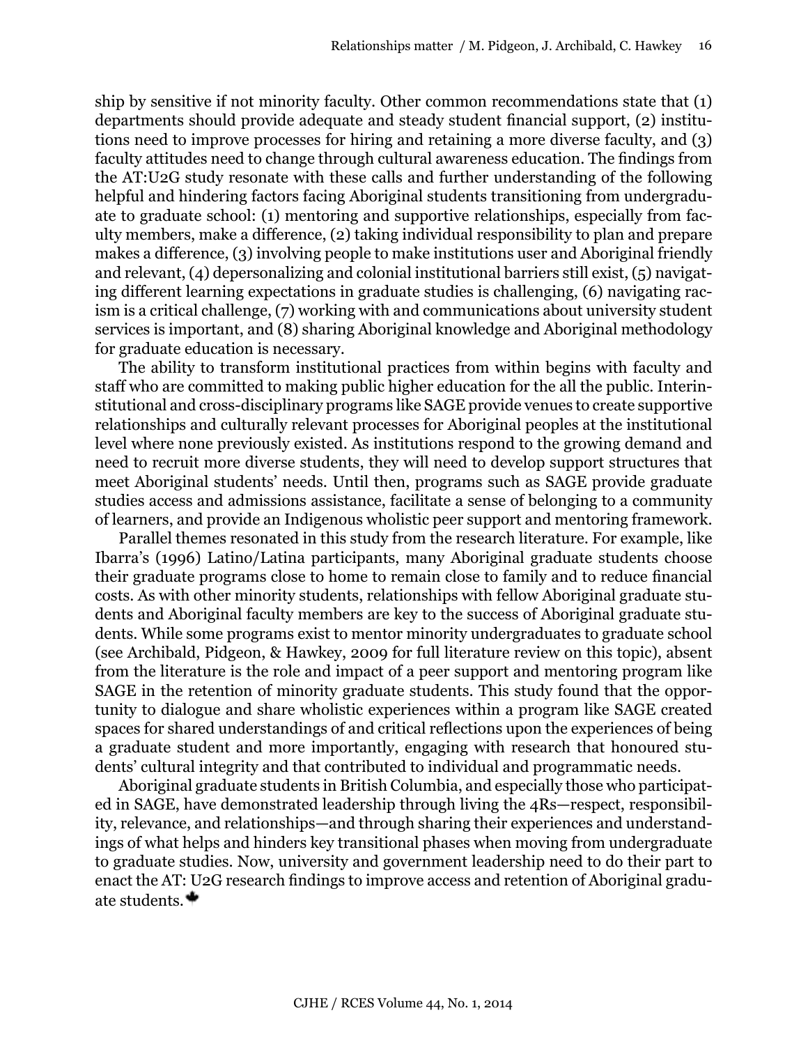ship by sensitive if not minority faculty. Other common recommendations state that (1) departments should provide adequate and steady student financial support, (2) institutions need to improve processes for hiring and retaining a more diverse faculty, and (3) faculty attitudes need to change through cultural awareness education. The findings from the AT:U2G study resonate with these calls and further understanding of the following helpful and hindering factors facing Aboriginal students transitioning from undergraduate to graduate school: (1) mentoring and supportive relationships, especially from faculty members, make a difference, (2) taking individual responsibility to plan and prepare makes a difference, (3) involving people to make institutions user and Aboriginal friendly and relevant, (4) depersonalizing and colonial institutional barriers still exist, (5) navigating different learning expectations in graduate studies is challenging, (6) navigating racism is a critical challenge, (7) working with and communications about university student services is important, and (8) sharing Aboriginal knowledge and Aboriginal methodology for graduate education is necessary.

The ability to transform institutional practices from within begins with faculty and staff who are committed to making public higher education for the all the public. Interinstitutional and cross-disciplinary programs like SAGE provide venues to create supportive relationships and culturally relevant processes for Aboriginal peoples at the institutional level where none previously existed. As institutions respond to the growing demand and need to recruit more diverse students, they will need to develop support structures that meet Aboriginal students' needs. Until then, programs such as SAGE provide graduate studies access and admissions assistance, facilitate a sense of belonging to a community of learners, and provide an Indigenous wholistic peer support and mentoring framework.

Parallel themes resonated in this study from the research literature. For example, like Ibarra's (1996) Latino/Latina participants, many Aboriginal graduate students choose their graduate programs close to home to remain close to family and to reduce financial costs. As with other minority students, relationships with fellow Aboriginal graduate students and Aboriginal faculty members are key to the success of Aboriginal graduate students. While some programs exist to mentor minority undergraduates to graduate school (see Archibald, Pidgeon, & Hawkey, 2009 for full literature review on this topic), absent from the literature is the role and impact of a peer support and mentoring program like SAGE in the retention of minority graduate students. This study found that the opportunity to dialogue and share wholistic experiences within a program like SAGE created spaces for shared understandings of and critical reflections upon the experiences of being a graduate student and more importantly, engaging with research that honoured students' cultural integrity and that contributed to individual and programmatic needs.

Aboriginal graduate students in British Columbia, and especially those who participated in SAGE, have demonstrated leadership through living the 4Rs—respect, responsibility, relevance, and relationships—and through sharing their experiences and understandings of what helps and hinders key transitional phases when moving from undergraduate to graduate studies. Now, university and government leadership need to do their part to enact the AT: U2G research findings to improve access and retention of Aboriginal graduate students.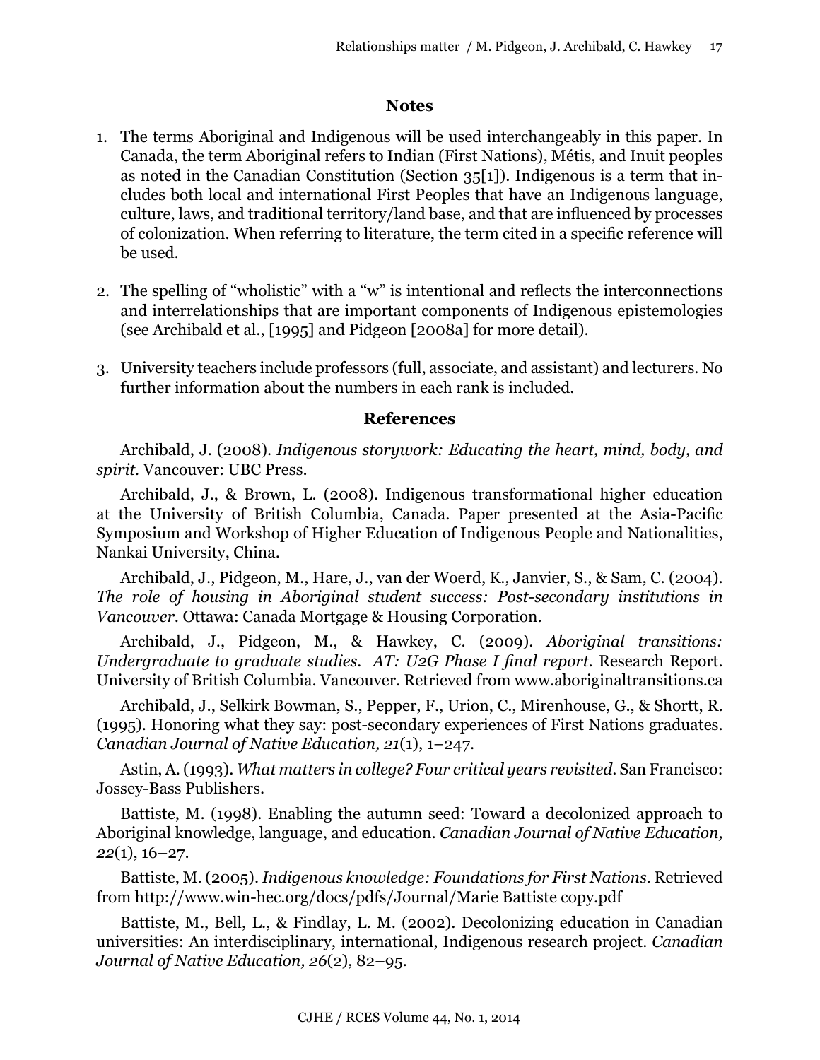## Notes

1. The terms Aboriginal and Indigenous will be used interchangeably in this paper. In Canada, the term Aboriginal refers to Indian (First Nations), Métis, and Inuit peoples as noted in the Canadian Constitution (Section 35[1]). Indigenous is a term that includes both local and international First Peoples that have an Indigenous language, culture, laws, and traditional territory/land base, and that are influenced by processes of colonization. When referring to literature, the term cited in a specific reference will be used.

2. The spelling of "wholistic" with a "w" is intentional and reflects the interconnections and interrelationships that are important components of Indigenous epistemologies (see Archibald et al., [1995] and Pidgeon [2008a] for more detail).

3. University teachers include professors (full, associate, and assistant) and lecturers. No further information about the numbers in each rank is included.

## References

Archibald, J. (2008). *Indigenous storywork: Educating the heart, mind, body, and spirit*. Vancouver: UBC Press.

Archibald, J., & Brown, L. (2008). Indigenous transformational higher education at the University of British Columbia, Canada. Paper presented at the Asia-Pacific Symposium and Workshop of Higher Education of Indigenous People and Nationalities, Nankai University, China.

Archibald, J., Pidgeon, M., Hare, J., van der Woerd, K., Janvier, S., & Sam, C. (2004). *The role of housing in Aboriginal student success: Post-secondary institutions in Vancouver*. Ottawa: Canada Mortgage & Housing Corporation.

Archibald, J., Pidgeon, M., & Hawkey, C. (2009). *Aboriginal transitions: Undergraduate to graduate studies. AT: U2G Phase I final report*. Research Report. University of British Columbia. Vancouver. Retrieved from www.aboriginaltransitions.ca

Archibald, J., Selkirk Bowman, S., Pepper, F., Urion, C., Mirenhouse, G., & Shortt, R. (1995). Honoring what they say: post-secondary experiences of First Nations graduates. *Canadian Journal of Native Education, 21*(1), 1–247.

Astin, A. (1993). *What matters in college? Four critical years revisited*. San Francisco: Jossey-Bass Publishers.

Battiste, M. (1998). Enabling the autumn seed: Toward a decolonized approach to Aboriginal knowledge, language, and education. *Canadian Journal of Native Education, 22*(1), 16–27.

Battiste, M. (2005). *Indigenous knowledge: Foundations for First Nations*. Retrieved from http://www.win-hec.org/docs/pdfs/Journal/Marie Battiste copy.pdf

Battiste, M., Bell, L., & Findlay, L. M. (2002). Decolonizing education in Canadian universities: An interdisciplinary, international, Indigenous research project. *Canadian Journal of Native Education, 26*(2), 82–95.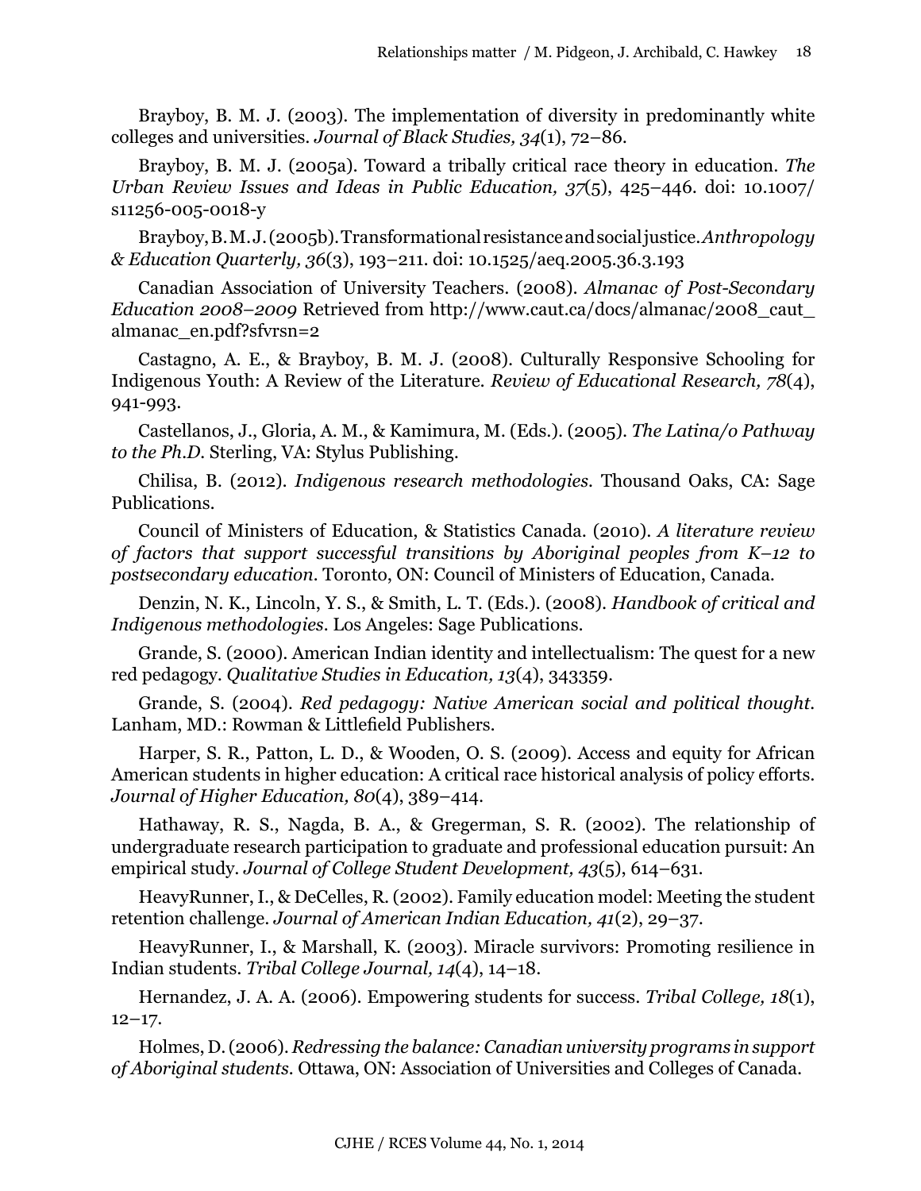Brayboy, B. M. J. (2003). The implementation of diversity in predominantly white colleges and universities. *Journal of Black Studies, 34*(1), 72–86.

Brayboy, B. M. J. (2005a). Toward a tribally critical race theory in education. *The Urban Review Issues and Ideas in Public Education, 37*(5), 425–446. doi: 10.1007/s11256-005-0018-y

Brayboy, B. M. J. (2005b). Transformational resistance and social justice. *Anthropology & Education Quarterly, 36*(3), 193–211. doi: 10.1525/aeq.2005.36.3.193

Canadian Association of University Teachers. (2008). *Almanac of Post-Secondary Education 2008–2009* Retrieved from http://www.caut.ca/docs/almanac/2008_caut_almanac_en.pdf?sfvrsn=2

Castagno, A. E., & Brayboy, B. M. J. (2008). Culturally Responsive Schooling for Indigenous Youth: A Review of the Literature. *Review of Educational Research, 78*(4), 941-993.

Castellanos, J., Gloria, A. M., & Kamimura, M. (Eds.). (2005). *The Latina/o Pathway to the Ph.D.* Sterling, VA: Stylus Publishing.

Chilisa, B. (2012). *Indigenous research methodologies*. Thousand Oaks, CA: Sage Publications.

Council of Ministers of Education, & Statistics Canada. (2010). *A literature review of factors that support successful transitions by Aboriginal peoples from K–12 to postsecondary education*. Toronto, ON: Council of Ministers of Education, Canada.

Denzin, N. K., Lincoln, Y. S., & Smith, L. T. (Eds.). (2008). *Handbook of critical and Indigenous methodologies*. Los Angeles: Sage Publications.

Grande, S. (2000). American Indian identity and intellectualism: The quest for a new red pedagogy. *Qualitative Studies in Education, 13*(4), 343359.

Grande, S. (2004). *Red pedagogy: Native American social and political thought*. Lanham, MD.: Rowman & Littlefield Publishers.

Harper, S. R., Patton, L. D., & Wooden, O. S. (2009). Access and equity for African American students in higher education: A critical race historical analysis of policy efforts. *Journal of Higher Education, 80*(4), 389–414.

Hathaway, R. S., Nagda, B. A., & Gregerman, S. R. (2002). The relationship of undergraduate research participation to graduate and professional education pursuit: An empirical study. *Journal of College Student Development, 43*(5), 614–631.

HeavyRunner, I., & DeCelles, R. (2002). Family education model: Meeting the student retention challenge. *Journal of American Indian Education, 41*(2), 29–37.

HeavyRunner, I., & Marshall, K. (2003). Miracle survivors: Promoting resilience in Indian students. *Tribal College Journal, 14*(4), 14–18.

Hernandez, J. A. A. (2006). Empowering students for success. *Tribal College, 18*(1), 12–17.

Holmes, D. (2006). *Redressing the balance: Canadian university programs in support of Aboriginal students*. Ottawa, ON: Association of Universities and Colleges of Canada.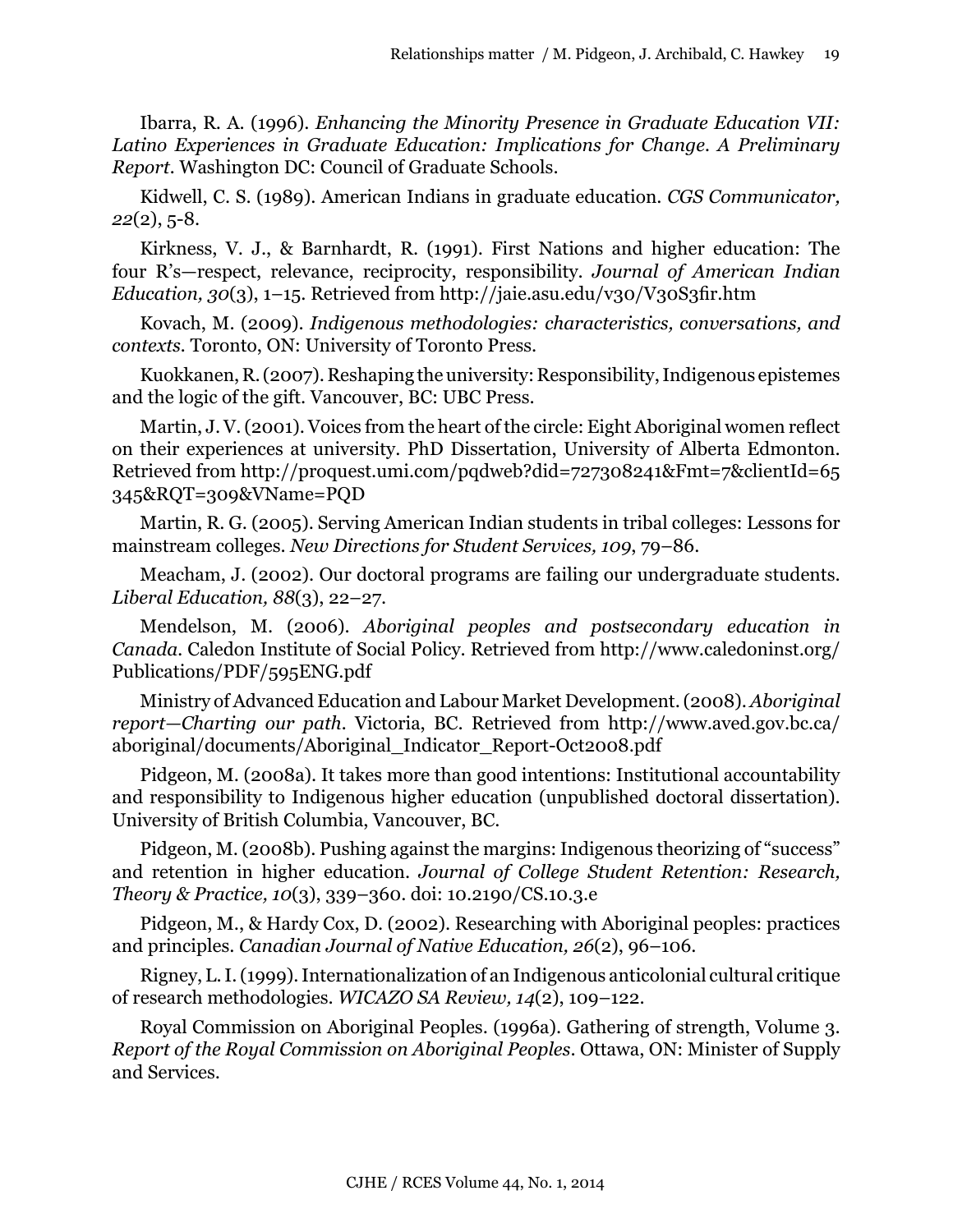Ibarra, R. A. (1996). *Enhancing the Minority Presence in Graduate Education VII: Latino Experiences in Graduate Education: Implications for Change. A Preliminary Report*. Washington DC: Council of Graduate Schools.

Kidwell, C. S. (1989). American Indians in graduate education. *CGS Communicator, 22*(2), 5-8.

Kirkness, V. J., & Barnhardt, R. (1991). First Nations and higher education: The four R's—respect, relevance, reciprocity, responsibility. *Journal of American Indian Education, 30*(3), 1–15. Retrieved from http://jaie.asu.edu/v30/V30S3fir.htm

Kovach, M. (2009). *Indigenous methodologies: characteristics, conversations, and contexts*. Toronto, ON: University of Toronto Press.

Kuokkanen, R. (2007). Reshaping the university: Responsibility, Indigenous epistemes and the logic of the gift. Vancouver, BC: UBC Press.

Martin, J. V. (2001). Voices from the heart of the circle: Eight Aboriginal women reflect on their experiences at university. PhD Dissertation, University of Alberta Edmonton. Retrieved from http://proquest.umi.com/pqdweb?did=727308241&Fmt=7&clientId=65345&RQT=309&VName=PQD

Martin, R. G. (2005). Serving American Indian students in tribal colleges: Lessons for mainstream colleges. *New Directions for Student Services, 109*, 79–86.

Meacham, J. (2002). Our doctoral programs are failing our undergraduate students. *Liberal Education, 88*(3), 22–27.

Mendelson, M. (2006). *Aboriginal peoples and postsecondary education in Canada*. Caledon Institute of Social Policy. Retrieved from http://www.caledoninst.org/Publications/PDF/595ENG.pdf

Ministry of Advanced Education and Labour Market Development. (2008). *Aboriginal report—Charting our path*. Victoria, BC. Retrieved from http://www.aved.gov.bc.ca/aboriginal/documents/Aboriginal_Indicator_Report-Oct2008.pdf

Pidgeon, M. (2008a). It takes more than good intentions: Institutional accountability and responsibility to Indigenous higher education (unpublished doctoral dissertation). University of British Columbia, Vancouver, BC.

Pidgeon, M. (2008b). Pushing against the margins: Indigenous theorizing of "success" and retention in higher education. *Journal of College Student Retention: Research, Theory & Practice, 10*(3), 339–360. doi: 10.2190/CS.10.3.e

Pidgeon, M., & Hardy Cox, D. (2002). Researching with Aboriginal peoples: practices and principles. *Canadian Journal of Native Education, 26*(2), 96–106.

Rigney, L. I. (1999). Internationalization of an Indigenous anticolonial cultural critique of research methodologies. *WICAZO SA Review, 14*(2), 109–122.

Royal Commission on Aboriginal Peoples. (1996a). Gathering of strength, Volume 3. *Report of the Royal Commission on Aboriginal Peoples*. Ottawa, ON: Minister of Supply and Services.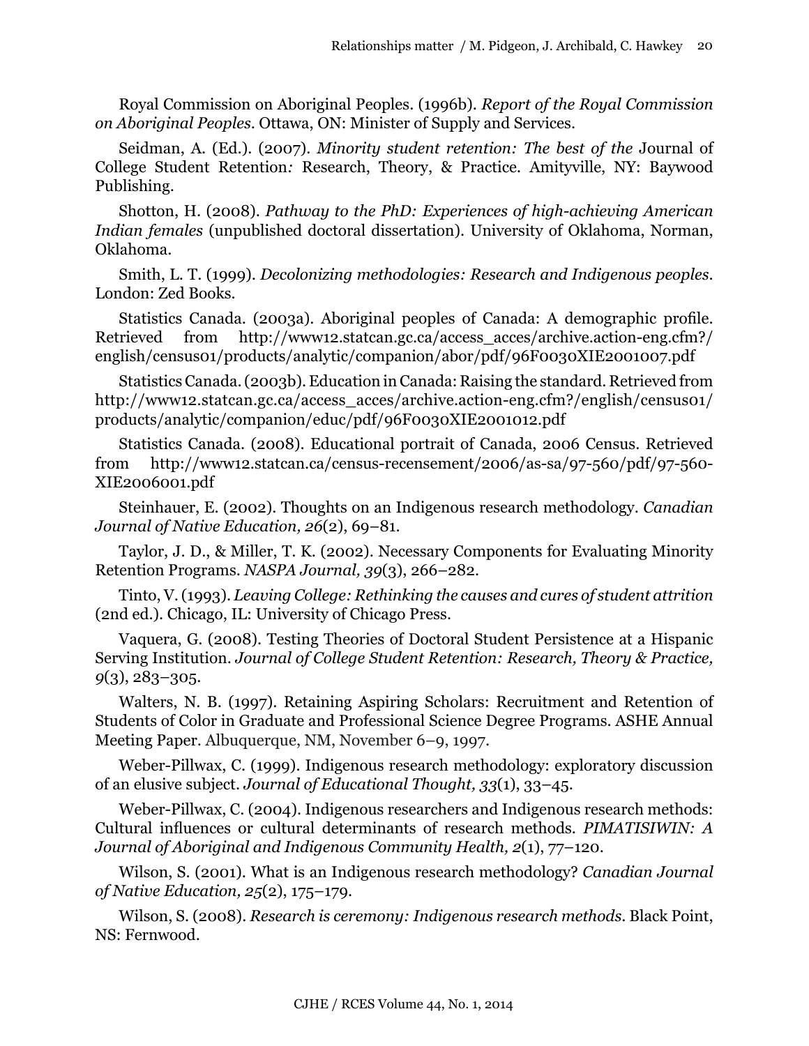Royal Commission on Aboriginal Peoples. (1996b). *Report of the Royal Commission on Aboriginal Peoples*. Ottawa, ON: Minister of Supply and Services.

Seidman, A. (Ed.). (2007). *Minority student retention: The best of the* Journal of College Student Retention*:* Research, Theory, & Practice. Amityville, NY: Baywood Publishing.

Shotton, H. (2008). *Pathway to the PhD: Experiences of high-achieving American Indian females* (unpublished doctoral dissertation). University of Oklahoma, Norman, Oklahoma.

Smith, L. T. (1999). *Decolonizing methodologies: Research and Indigenous peoples*. London: Zed Books.

Statistics Canada. (2003a). Aboriginal peoples of Canada: A demographic profile. Retrieved from http://www12.statcan.gc.ca/access_acces/archive.action-eng.cfm?/english/census01/products/analytic/companion/abor/pdf/96F0030XIE2001007.pdf

Statistics Canada. (2003b). Education in Canada: Raising the standard. Retrieved from http://www12.statcan.gc.ca/access_acces/archive.action-eng.cfm?/english/census01/products/analytic/companion/educ/pdf/96F0030XIE2001012.pdf

Statistics Canada. (2008). Educational portrait of Canada, 2006 Census. Retrieved from http://www12.statcan.ca/census-recensement/2006/as-sa/97-560/pdf/97-560-XIE2006001.pdf

Steinhauer, E. (2002). Thoughts on an Indigenous research methodology. *Canadian Journal of Native Education, 26*(2), 69–81.

Taylor, J. D., & Miller, T. K. (2002). Necessary Components for Evaluating Minority Retention Programs. *NASPA Journal, 39*(3), 266–282.

Tinto, V. (1993). *Leaving College: Rethinking the causes and cures of student attrition* (2nd ed.). Chicago, IL: University of Chicago Press.

Vaquera, G. (2008). Testing Theories of Doctoral Student Persistence at a Hispanic Serving Institution. *Journal of College Student Retention: Research, Theory & Practice, 9*(3), 283–305.

Walters, N. B. (1997). Retaining Aspiring Scholars: Recruitment and Retention of Students of Color in Graduate and Professional Science Degree Programs. ASHE Annual Meeting Paper. Albuquerque, NM, November 6–9, 1997.

Weber-Pillwax, C. (1999). Indigenous research methodology: exploratory discussion of an elusive subject. *Journal of Educational Thought, 33*(1), 33–45.

Weber-Pillwax, C. (2004). Indigenous researchers and Indigenous research methods: Cultural influences or cultural determinants of research methods. *PIMATISIWIN: A Journal of Aboriginal and Indigenous Community Health, 2*(1), 77–120.

Wilson, S. (2001). What is an Indigenous research methodology? *Canadian Journal of Native Education, 25*(2), 175–179.

Wilson, S. (2008). *Research is ceremony: Indigenous research methods*. Black Point, NS: Fernwood.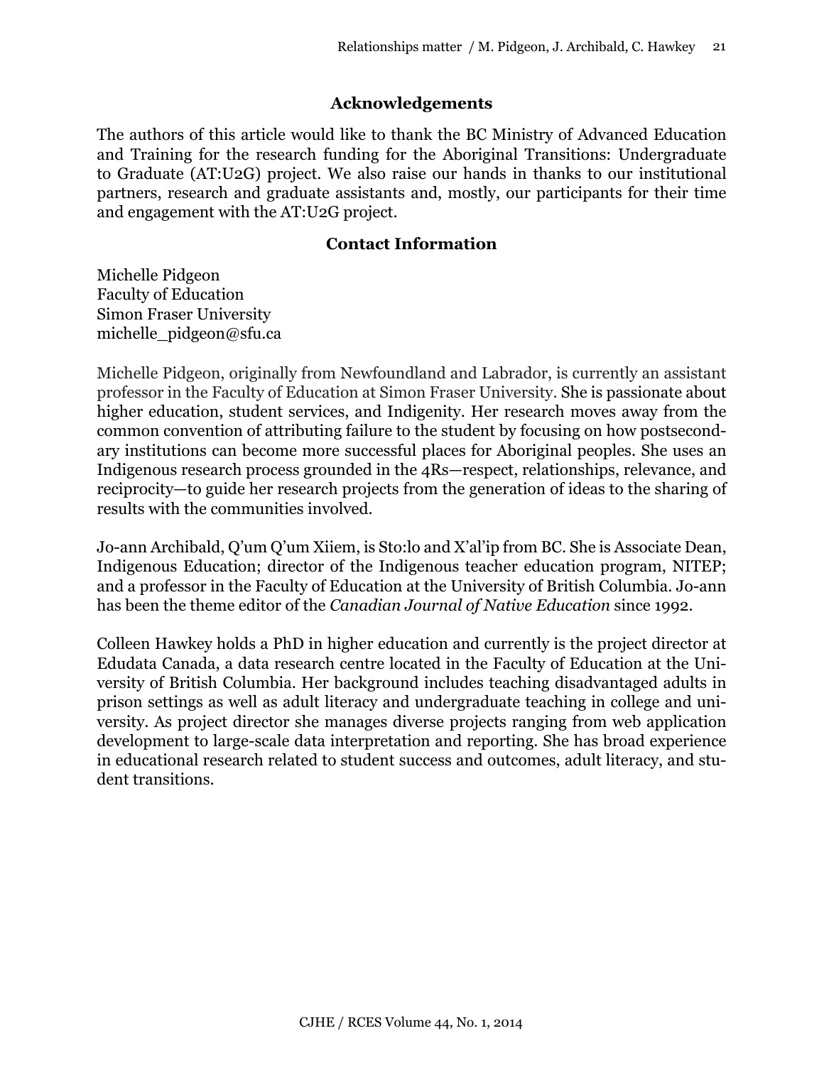## Acknowledgements

The authors of this article would like to thank the BC Ministry of Advanced Education and Training for the research funding for the Aboriginal Transitions: Undergraduate to Graduate (AT:U2G) project. We also raise our hands in thanks to our institutional partners, research and graduate assistants and, mostly, our participants for their time and engagement with the AT:U2G project.

## Contact Information

Michelle Pidgeon
Faculty of Education
Simon Fraser University
michelle_pidgeon@sfu.ca

Michelle Pidgeon, originally from Newfoundland and Labrador, is currently an assistant professor in the Faculty of Education at Simon Fraser University. She is passionate about higher education, student services, and Indigenity. Her research moves away from the common convention of attributing failure to the student by focusing on how postsecondary institutions can become more successful places for Aboriginal peoples. She uses an Indigenous research process grounded in the 4Rs—respect, relationships, relevance, and reciprocity—to guide her research projects from the generation of ideas to the sharing of results with the communities involved.

Jo-ann Archibald, Q'um Q'um Xiiem, is Sto:lo and X'al'ip from BC. She is Associate Dean, Indigenous Education; director of the Indigenous teacher education program, NITEP; and a professor in the Faculty of Education at the University of British Columbia. Jo-ann has been the theme editor of the *Canadian Journal of Native Education* since 1992.

Colleen Hawkey holds a PhD in higher education and currently is the project director at Edudata Canada, a data research centre located in the Faculty of Education at the University of British Columbia. Her background includes teaching disadvantaged adults in prison settings as well as adult literacy and undergraduate teaching in college and university. As project director she manages diverse projects ranging from web application development to large-scale data interpretation and reporting. She has broad experience in educational research related to student success and outcomes, adult literacy, and student transitions.